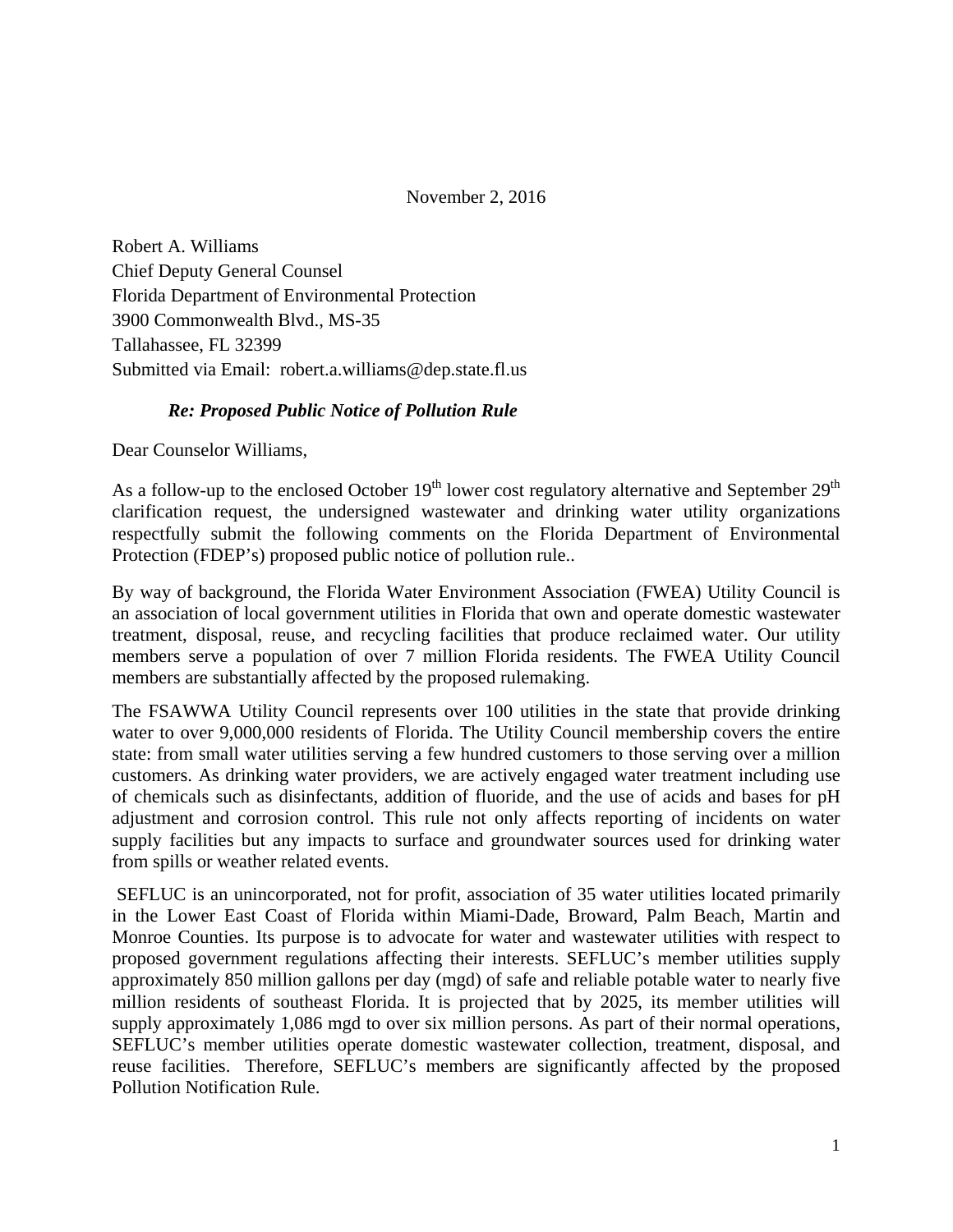November 2, 2016

Robert A. Williams
Chief Deputy General Counsel
Florida Department of Environmental Protection
3900 Commonwealth Blvd., MS-35
Tallahassee, FL 32399
Submitted via Email: robert.a.williams@dep.state.fl.us

***Re: Proposed Public Notice of Pollution Rule***

Dear Counselor Williams,

As a follow-up to the enclosed October 19th lower cost regulatory alternative and September 29th clarification request, the undersigned wastewater and drinking water utility organizations respectfully submit the following comments on the Florida Department of Environmental Protection (FDEP's) proposed public notice of pollution rule..

By way of background, the Florida Water Environment Association (FWEA) Utility Council is an association of local government utilities in Florida that own and operate domestic wastewater treatment, disposal, reuse, and recycling facilities that produce reclaimed water. Our utility members serve a population of over 7 million Florida residents. The FWEA Utility Council members are substantially affected by the proposed rulemaking.

The FSAWWA Utility Council represents over 100 utilities in the state that provide drinking water to over 9,000,000 residents of Florida. The Utility Council membership covers the entire state: from small water utilities serving a few hundred customers to those serving over a million customers. As drinking water providers, we are actively engaged water treatment including use of chemicals such as disinfectants, addition of fluoride, and the use of acids and bases for pH adjustment and corrosion control. This rule not only affects reporting of incidents on water supply facilities but any impacts to surface and groundwater sources used for drinking water from spills or weather related events.

SEFLUC is an unincorporated, not for profit, association of 35 water utilities located primarily in the Lower East Coast of Florida within Miami-Dade, Broward, Palm Beach, Martin and Monroe Counties. Its purpose is to advocate for water and wastewater utilities with respect to proposed government regulations affecting their interests. SEFLUC's member utilities supply approximately 850 million gallons per day (mgd) of safe and reliable potable water to nearly five million residents of southeast Florida. It is projected that by 2025, its member utilities will supply approximately 1,086 mgd to over six million persons. As part of their normal operations, SEFLUC's member utilities operate domestic wastewater collection, treatment, disposal, and reuse facilities. Therefore, SEFLUC's members are significantly affected by the proposed Pollution Notification Rule.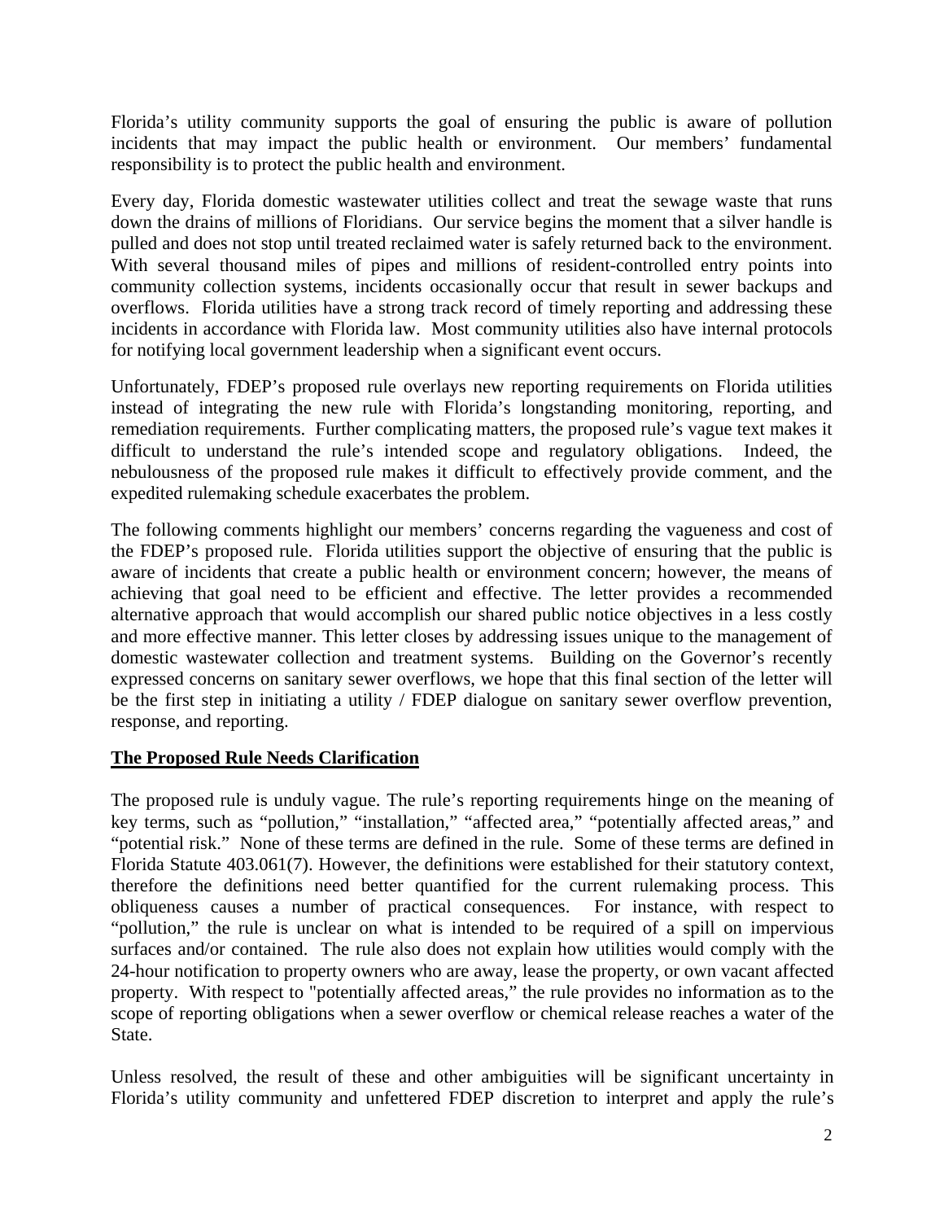Florida's utility community supports the goal of ensuring the public is aware of pollution incidents that may impact the public health or environment. Our members' fundamental responsibility is to protect the public health and environment.

Every day, Florida domestic wastewater utilities collect and treat the sewage waste that runs down the drains of millions of Floridians. Our service begins the moment that a silver handle is pulled and does not stop until treated reclaimed water is safely returned back to the environment. With several thousand miles of pipes and millions of resident-controlled entry points into community collection systems, incidents occasionally occur that result in sewer backups and overflows. Florida utilities have a strong track record of timely reporting and addressing these incidents in accordance with Florida law. Most community utilities also have internal protocols for notifying local government leadership when a significant event occurs.

Unfortunately, FDEP's proposed rule overlays new reporting requirements on Florida utilities instead of integrating the new rule with Florida's longstanding monitoring, reporting, and remediation requirements. Further complicating matters, the proposed rule's vague text makes it difficult to understand the rule's intended scope and regulatory obligations. Indeed, the nebulousness of the proposed rule makes it difficult to effectively provide comment, and the expedited rulemaking schedule exacerbates the problem.

The following comments highlight our members' concerns regarding the vagueness and cost of the FDEP's proposed rule. Florida utilities support the objective of ensuring that the public is aware of incidents that create a public health or environment concern; however, the means of achieving that goal need to be efficient and effective. The letter provides a recommended alternative approach that would accomplish our shared public notice objectives in a less costly and more effective manner. This letter closes by addressing issues unique to the management of domestic wastewater collection and treatment systems. Building on the Governor's recently expressed concerns on sanitary sewer overflows, we hope that this final section of the letter will be the first step in initiating a utility / FDEP dialogue on sanitary sewer overflow prevention, response, and reporting.

## The Proposed Rule Needs Clarification

The proposed rule is unduly vague. The rule's reporting requirements hinge on the meaning of key terms, such as "pollution," "installation," "affected area," "potentially affected areas," and "potential risk." None of these terms are defined in the rule. Some of these terms are defined in Florida Statute 403.061(7). However, the definitions were established for their statutory context, therefore the definitions need better quantified for the current rulemaking process. This obliqueness causes a number of practical consequences. For instance, with respect to "pollution," the rule is unclear on what is intended to be required of a spill on impervious surfaces and/or contained. The rule also does not explain how utilities would comply with the 24-hour notification to property owners who are away, lease the property, or own vacant affected property. With respect to "potentially affected areas," the rule provides no information as to the scope of reporting obligations when a sewer overflow or chemical release reaches a water of the State.

Unless resolved, the result of these and other ambiguities will be significant uncertainty in Florida's utility community and unfettered FDEP discretion to interpret and apply the rule's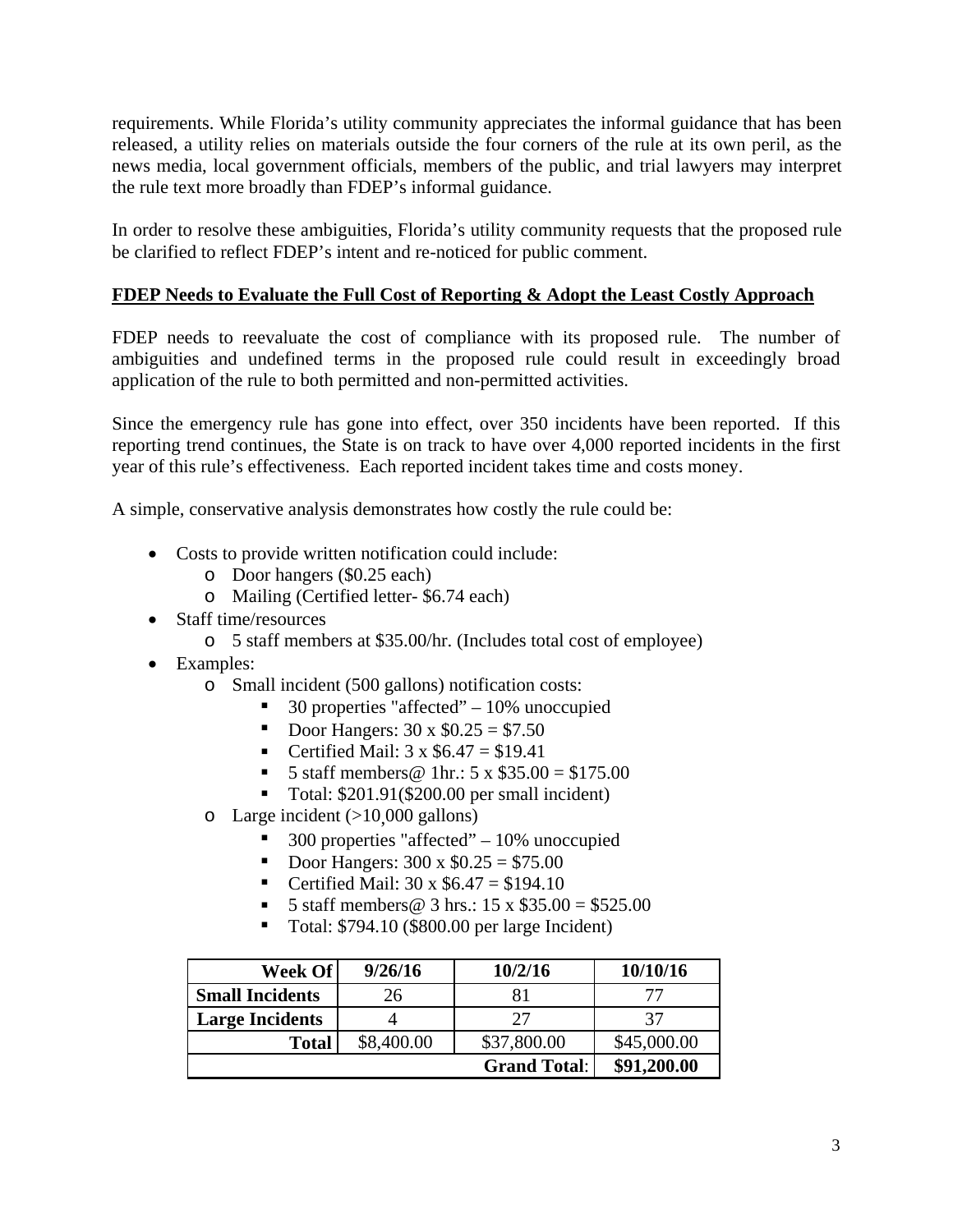requirements. While Florida's utility community appreciates the informal guidance that has been released, a utility relies on materials outside the four corners of the rule at its own peril, as the news media, local government officials, members of the public, and trial lawyers may interpret the rule text more broadly than FDEP's informal guidance.

In order to resolve these ambiguities, Florida's utility community requests that the proposed rule be clarified to reflect FDEP's intent and re-noticed for public comment.

**<u>FDEP Needs to Evaluate the Full Cost of Reporting & Adopt the Least Costly Approach</u>**

FDEP needs to reevaluate the cost of compliance with its proposed rule. The number of ambiguities and undefined terms in the proposed rule could result in exceedingly broad application of the rule to both permitted and non-permitted activities.

Since the emergency rule has gone into effect, over 350 incidents have been reported. If this reporting trend continues, the State is on track to have over 4,000 reported incidents in the first year of this rule's effectiveness. Each reported incident takes time and costs money.

A simple, conservative analysis demonstrates how costly the rule could be:

- Costs to provide written notification could include:
  - Door hangers ($0.25 each)
  - Mailing (Certified letter- $6.74 each)
- Staff time/resources
  - 5 staff members at $35.00/hr. (Includes total cost of employee)
- Examples:
  - Small incident (500 gallons) notification costs:
    - 30 properties "affected" – 10% unoccupied
    - Door Hangers: 30 x $0.25 = $7.50
    - Certified Mail: 3 x $6.47 = $19.41
    - 5 staff members@ 1hr.: 5 x $35.00 = $175.00
    - Total: $201.91($200.00 per small incident)
  - Large incident (>10,000 gallons)
    - 300 properties "affected" – 10% unoccupied
    - Door Hangers: 300 x $0.25 = $75.00
    - Certified Mail: 30 x $6.47 = $194.10
    - 5 staff members@ 3 hrs.: 15 x $35.00 = $525.00
    - Total: $794.10 ($800.00 per large Incident)

| **Week Of** | **9/26/16** | **10/2/16** | **10/10/16** |
|---|---|---|---|
| **Small Incidents** | 26 | 81 | 77 |
| **Large Incidents** | 4 | 27 | 37 |
| **Total** | $8,400.00 | $37,800.00 | $45,000.00 |
| | | **Grand Total**: | **$91,200.00** |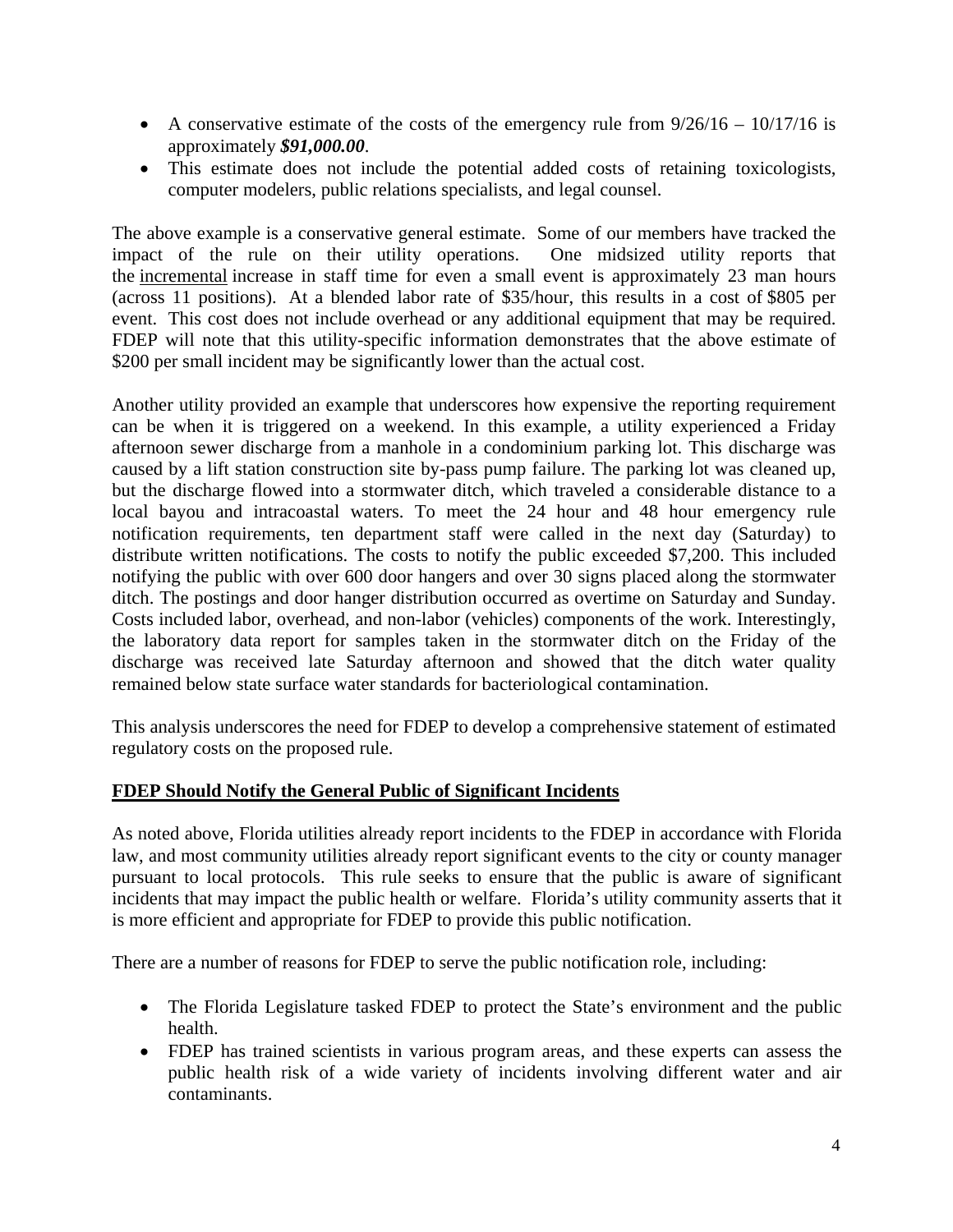- A conservative estimate of the costs of the emergency rule from 9/26/16 – 10/17/16 is approximately ***$91,000.00***.
- This estimate does not include the potential added costs of retaining toxicologists, computer modelers, public relations specialists, and legal counsel.

The above example is a conservative general estimate. Some of our members have tracked the impact of the rule on their utility operations. One midsized utility reports that the <u>incremental</u> increase in staff time for even a small event is approximately 23 man hours (across 11 positions). At a blended labor rate of $35/hour, this results in a cost of $805 per event. This cost does not include overhead or any additional equipment that may be required. FDEP will note that this utility-specific information demonstrates that the above estimate of $200 per small incident may be significantly lower than the actual cost.

Another utility provided an example that underscores how expensive the reporting requirement can be when it is triggered on a weekend. In this example, a utility experienced a Friday afternoon sewer discharge from a manhole in a condominium parking lot. This discharge was caused by a lift station construction site by-pass pump failure. The parking lot was cleaned up, but the discharge flowed into a stormwater ditch, which traveled a considerable distance to a local bayou and intracoastal waters. To meet the 24 hour and 48 hour emergency rule notification requirements, ten department staff were called in the next day (Saturday) to distribute written notifications. The costs to notify the public exceeded $7,200. This included notifying the public with over 600 door hangers and over 30 signs placed along the stormwater ditch. The postings and door hanger distribution occurred as overtime on Saturday and Sunday. Costs included labor, overhead, and non-labor (vehicles) components of the work. Interestingly, the laboratory data report for samples taken in the stormwater ditch on the Friday of the discharge was received late Saturday afternoon and showed that the ditch water quality remained below state surface water standards for bacteriological contamination.

This analysis underscores the need for FDEP to develop a comprehensive statement of estimated regulatory costs on the proposed rule.

## <u>**FDEP Should Notify the General Public of Significant Incidents**</u>

As noted above, Florida utilities already report incidents to the FDEP in accordance with Florida law, and most community utilities already report significant events to the city or county manager pursuant to local protocols. This rule seeks to ensure that the public is aware of significant incidents that may impact the public health or welfare. Florida's utility community asserts that it is more efficient and appropriate for FDEP to provide this public notification.

There are a number of reasons for FDEP to serve the public notification role, including:

- The Florida Legislature tasked FDEP to protect the State's environment and the public health.
- FDEP has trained scientists in various program areas, and these experts can assess the public health risk of a wide variety of incidents involving different water and air contaminants.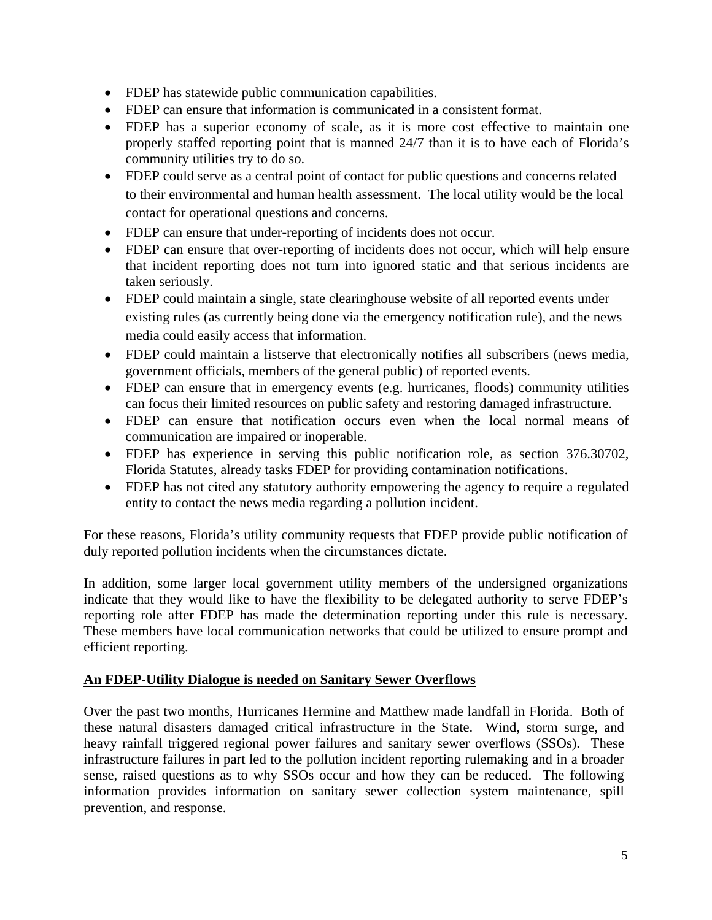- FDEP has statewide public communication capabilities.
- FDEP can ensure that information is communicated in a consistent format.
- FDEP has a superior economy of scale, as it is more cost effective to maintain one properly staffed reporting point that is manned 24/7 than it is to have each of Florida's community utilities try to do so.
- FDEP could serve as a central point of contact for public questions and concerns related to their environmental and human health assessment. The local utility would be the local contact for operational questions and concerns.
- FDEP can ensure that under-reporting of incidents does not occur.
- FDEP can ensure that over-reporting of incidents does not occur, which will help ensure that incident reporting does not turn into ignored static and that serious incidents are taken seriously.
- FDEP could maintain a single, state clearinghouse website of all reported events under existing rules (as currently being done via the emergency notification rule), and the news media could easily access that information.
- FDEP could maintain a listserve that electronically notifies all subscribers (news media, government officials, members of the general public) of reported events.
- FDEP can ensure that in emergency events (e.g. hurricanes, floods) community utilities can focus their limited resources on public safety and restoring damaged infrastructure.
- FDEP can ensure that notification occurs even when the local normal means of communication are impaired or inoperable.
- FDEP has experience in serving this public notification role, as section 376.30702, Florida Statutes, already tasks FDEP for providing contamination notifications.
- FDEP has not cited any statutory authority empowering the agency to require a regulated entity to contact the news media regarding a pollution incident.

For these reasons, Florida's utility community requests that FDEP provide public notification of duly reported pollution incidents when the circumstances dictate.

In addition, some larger local government utility members of the undersigned organizations indicate that they would like to have the flexibility to be delegated authority to serve FDEP's reporting role after FDEP has made the determination reporting under this rule is necessary. These members have local communication networks that could be utilized to ensure prompt and efficient reporting.

**An FDEP-Utility Dialogue is needed on Sanitary Sewer Overflows**

Over the past two months, Hurricanes Hermine and Matthew made landfall in Florida. Both of these natural disasters damaged critical infrastructure in the State. Wind, storm surge, and heavy rainfall triggered regional power failures and sanitary sewer overflows (SSOs). These infrastructure failures in part led to the pollution incident reporting rulemaking and in a broader sense, raised questions as to why SSOs occur and how they can be reduced. The following information provides information on sanitary sewer collection system maintenance, spill prevention, and response.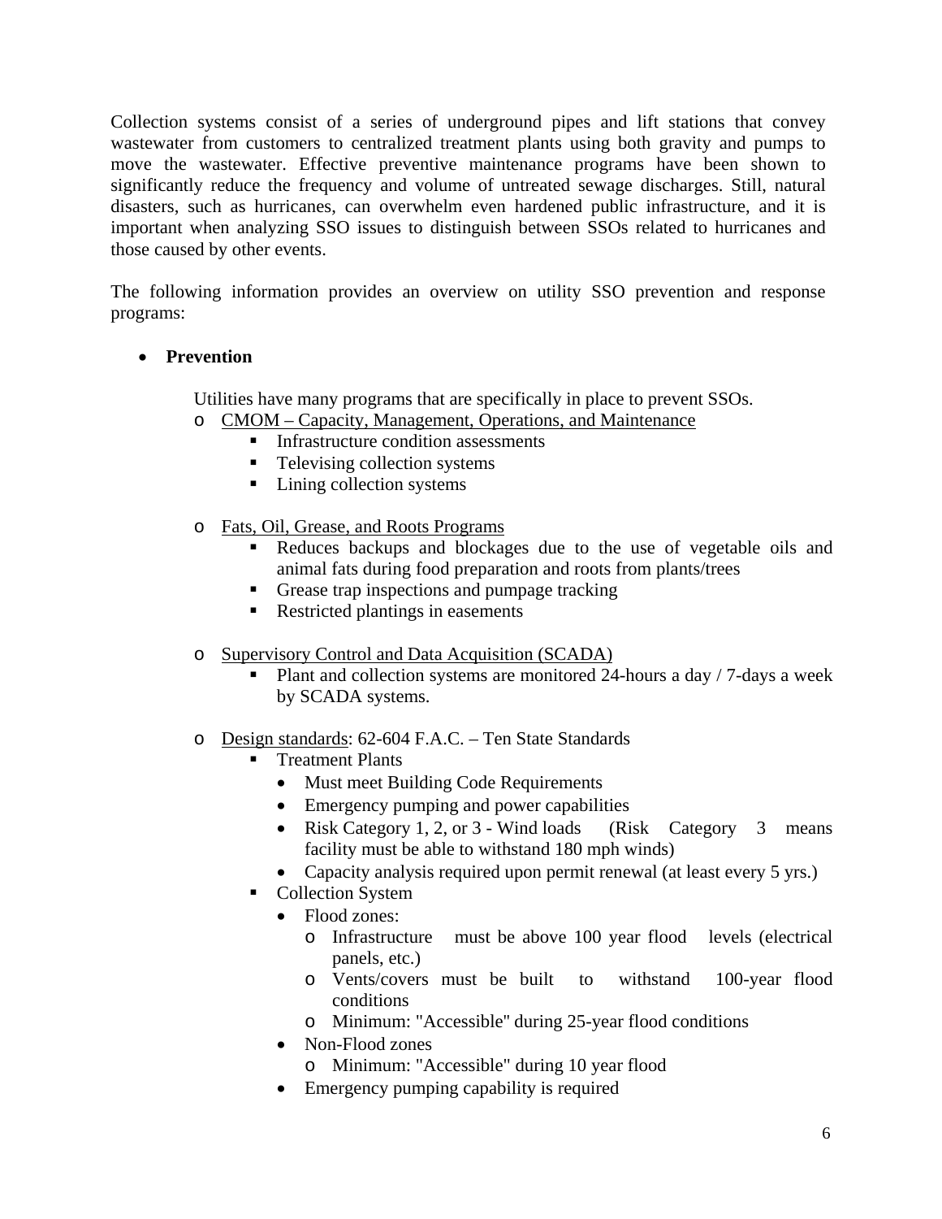Collection systems consist of a series of underground pipes and lift stations that convey wastewater from customers to centralized treatment plants using both gravity and pumps to move the wastewater. Effective preventive maintenance programs have been shown to significantly reduce the frequency and volume of untreated sewage discharges. Still, natural disasters, such as hurricanes, can overwhelm even hardened public infrastructure, and it is important when analyzing SSO issues to distinguish between SSOs related to hurricanes and those caused by other events.

The following information provides an overview on utility SSO prevention and response programs:

- **Prevention**

  Utilities have many programs that are specifically in place to prevent SSOs.

  - <u>CMOM – Capacity, Management, Operations, and Maintenance</u>
    - Infrastructure condition assessments
    - Televising collection systems
    - Lining collection systems

  - <u>Fats, Oil, Grease, and Roots Programs</u>
    - Reduces backups and blockages due to the use of vegetable oils and animal fats during food preparation and roots from plants/trees
    - Grease trap inspections and pumpage tracking
    - Restricted plantings in easements

  - <u>Supervisory Control and Data Acquisition (SCADA)</u>
    - Plant and collection systems are monitored 24-hours a day / 7-days a week by SCADA systems.

  - <u>Design standards</u>: 62-604 F.A.C. – Ten State Standards
    - Treatment Plants
      - Must meet Building Code Requirements
      - Emergency pumping and power capabilities
      - Risk Category 1, 2, or 3 - Wind loads (Risk Category 3 means facility must be able to withstand 180 mph winds)
      - Capacity analysis required upon permit renewal (at least every 5 yrs.)
    - Collection System
      - Flood zones:
        - Infrastructure must be above 100 year flood levels (electrical panels, etc.)
        - Vents/covers must be built to withstand 100-year flood conditions
        - Minimum: "Accessible" during 25-year flood conditions
      - Non-Flood zones
        - Minimum: "Accessible" during 10 year flood
      - Emergency pumping capability is required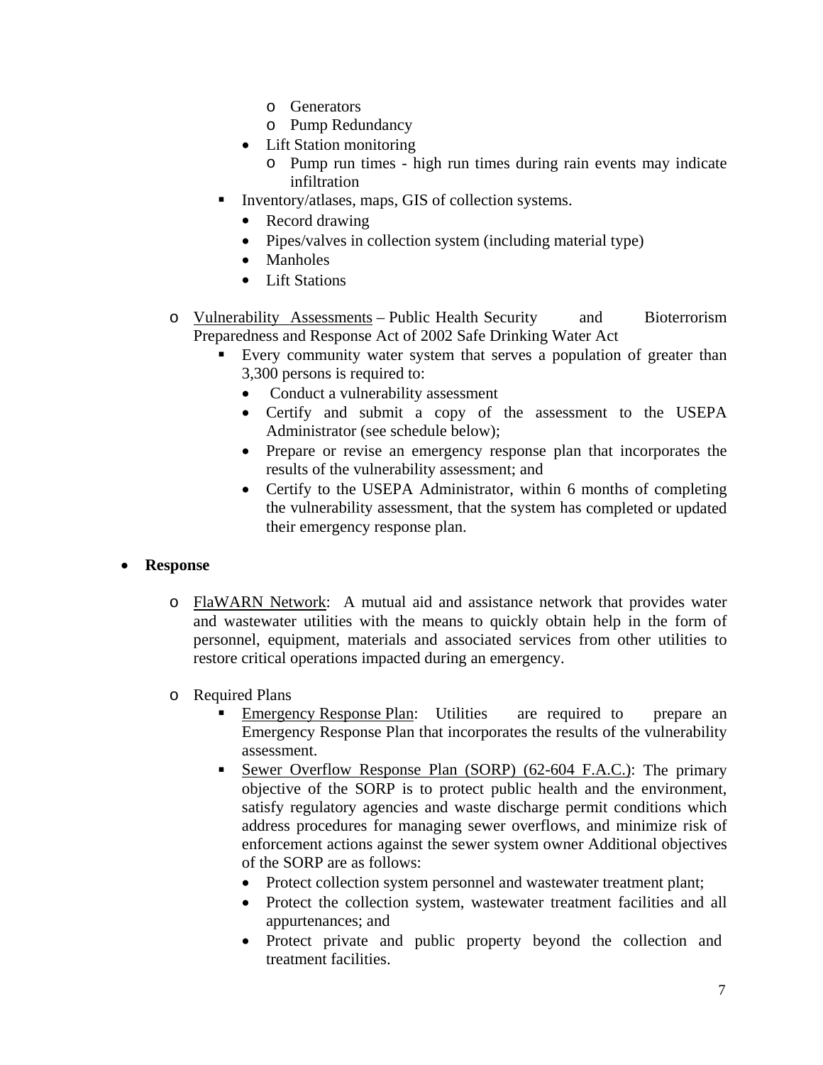- Generators
        - Pump Redundancy
      - Lift Station monitoring
        - Pump run times - high run times during rain events may indicate infiltration
    - Inventory/atlases, maps, GIS of collection systems.
      - Record drawing
      - Pipes/valves in collection system (including material type)
      - Manholes
      - Lift Stations

  - <u>Vulnerability Assessments</u> – Public Health Security and Bioterrorism Preparedness and Response Act of 2002 Safe Drinking Water Act
    - Every community water system that serves a population of greater than 3,300 persons is required to:
      - Conduct a vulnerability assessment
      - Certify and submit a copy of the assessment to the USEPA Administrator (see schedule below);
      - Prepare or revise an emergency response plan that incorporates the results of the vulnerability assessment; and
      - Certify to the USEPA Administrator, within 6 months of completing the vulnerability assessment, that the system has completed or updated their emergency response plan.

- **Response**

  - <u>FlaWARN Network</u>: A mutual aid and assistance network that provides water and wastewater utilities with the means to quickly obtain help in the form of personnel, equipment, materials and associated services from other utilities to restore critical operations impacted during an emergency.

  - Required Plans
    - <u>Emergency Response Plan</u>: Utilities are required to prepare an Emergency Response Plan that incorporates the results of the vulnerability assessment.
    - <u>Sewer Overflow Response Plan (SORP) (62-604 F.A.C.)</u>: The primary objective of the SORP is to protect public health and the environment, satisfy regulatory agencies and waste discharge permit conditions which address procedures for managing sewer overflows, and minimize risk of enforcement actions against the sewer system owner Additional objectives of the SORP are as follows:
      - Protect collection system personnel and wastewater treatment plant;
      - Protect the collection system, wastewater treatment facilities and all appurtenances; and
      - Protect private and public property beyond the collection and treatment facilities.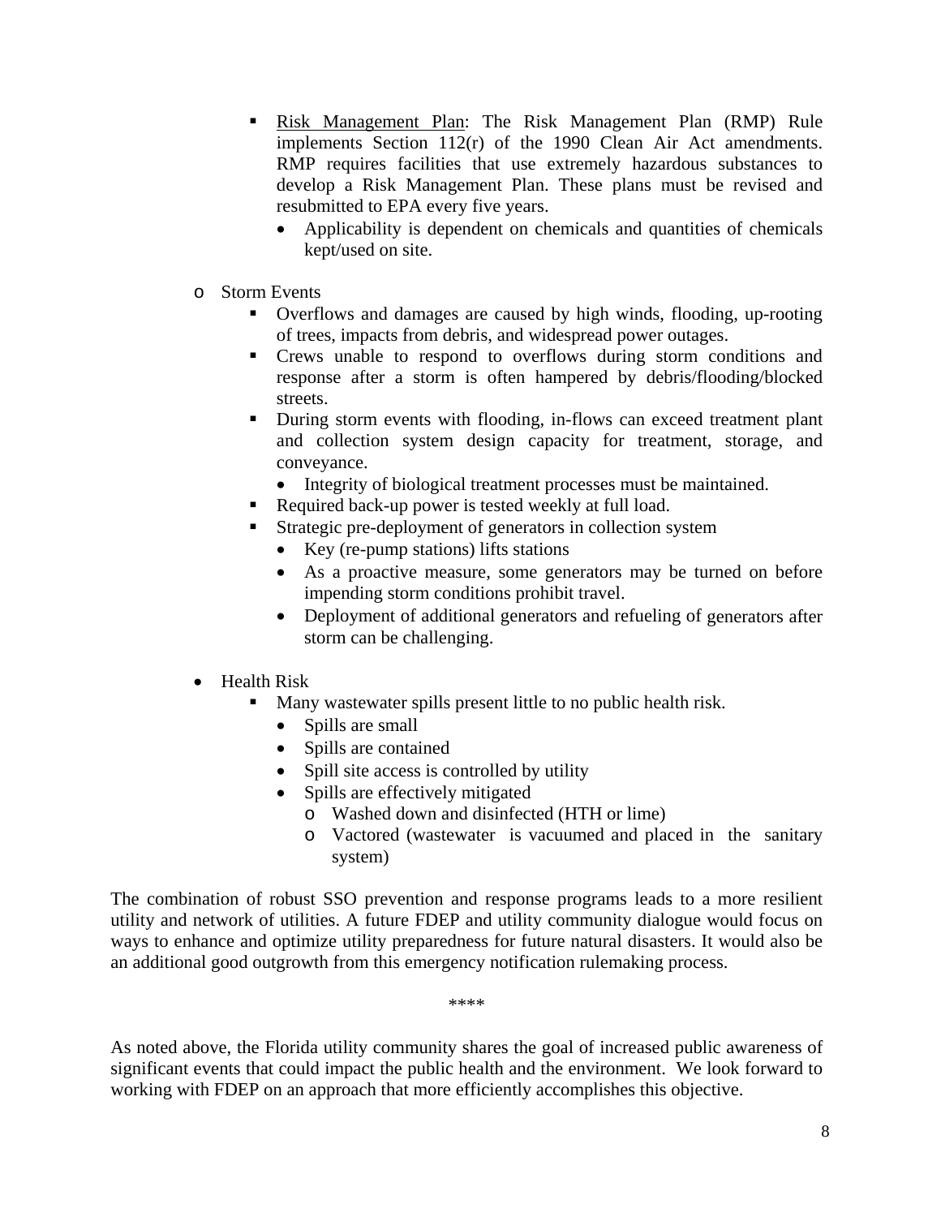- Risk Management Plan: The Risk Management Plan (RMP) Rule implements Section 112(r) of the 1990 Clean Air Act amendments. RMP requires facilities that use extremely hazardous substances to develop a Risk Management Plan. These plans must be revised and resubmitted to EPA every five years.
  - Applicability is dependent on chemicals and quantities of chemicals kept/used on site.

- Storm Events
  - Overflows and damages are caused by high winds, flooding, up-rooting of trees, impacts from debris, and widespread power outages.
  - Crews unable to respond to overflows during storm conditions and response after a storm is often hampered by debris/flooding/blocked streets.
  - During storm events with flooding, in-flows can exceed treatment plant and collection system design capacity for treatment, storage, and conveyance.
    - Integrity of biological treatment processes must be maintained.
  - Required back-up power is tested weekly at full load.
  - Strategic pre-deployment of generators in collection system
    - Key (re-pump stations) lifts stations
    - As a proactive measure, some generators may be turned on before impending storm conditions prohibit travel.
    - Deployment of additional generators and refueling of generators after storm can be challenging.

- Health Risk
  - Many wastewater spills present little to no public health risk.
    - Spills are small
    - Spills are contained
    - Spill site access is controlled by utility
    - Spills are effectively mitigated
      - Washed down and disinfected (HTH or lime)
      - Vactored (wastewater is vacuumed and placed in the sanitary system)

The combination of robust SSO prevention and response programs leads to a more resilient utility and network of utilities. A future FDEP and utility community dialogue would focus on ways to enhance and optimize utility preparedness for future natural disasters. It would also be an additional good outgrowth from this emergency notification rulemaking process.

****

As noted above, the Florida utility community shares the goal of increased public awareness of significant events that could impact the public health and the environment. We look forward to working with FDEP on an approach that more efficiently accomplishes this objective.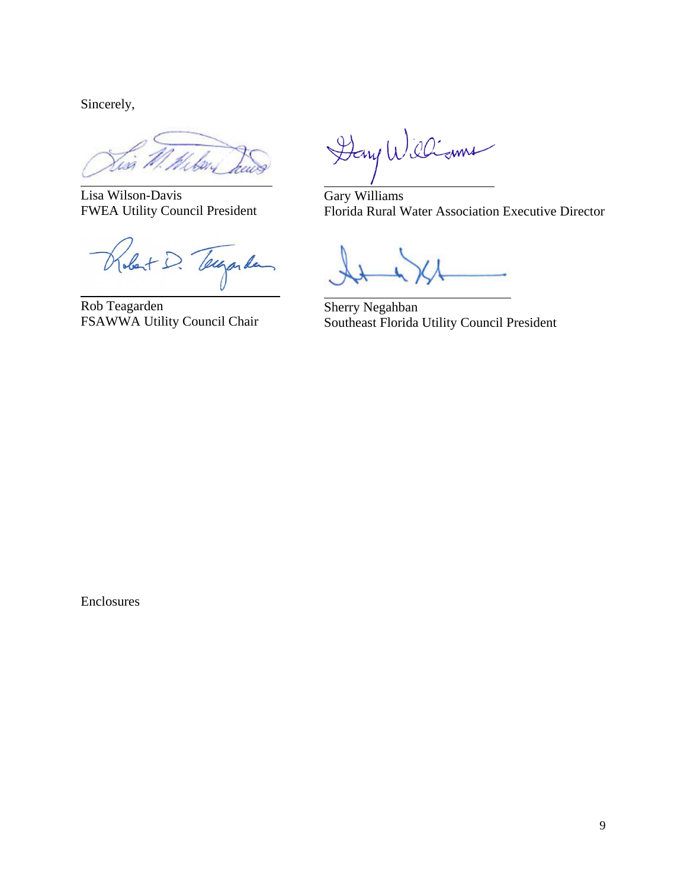Sincerely,

Lisa Wilson-Davis
FWEA Utility Council President

Gary Williams
Florida Rural Water Association Executive Director

Rob Teagarden
FSAWWA Utility Council Chair

Sherry Negahban
Southeast Florida Utility Council President

Enclosures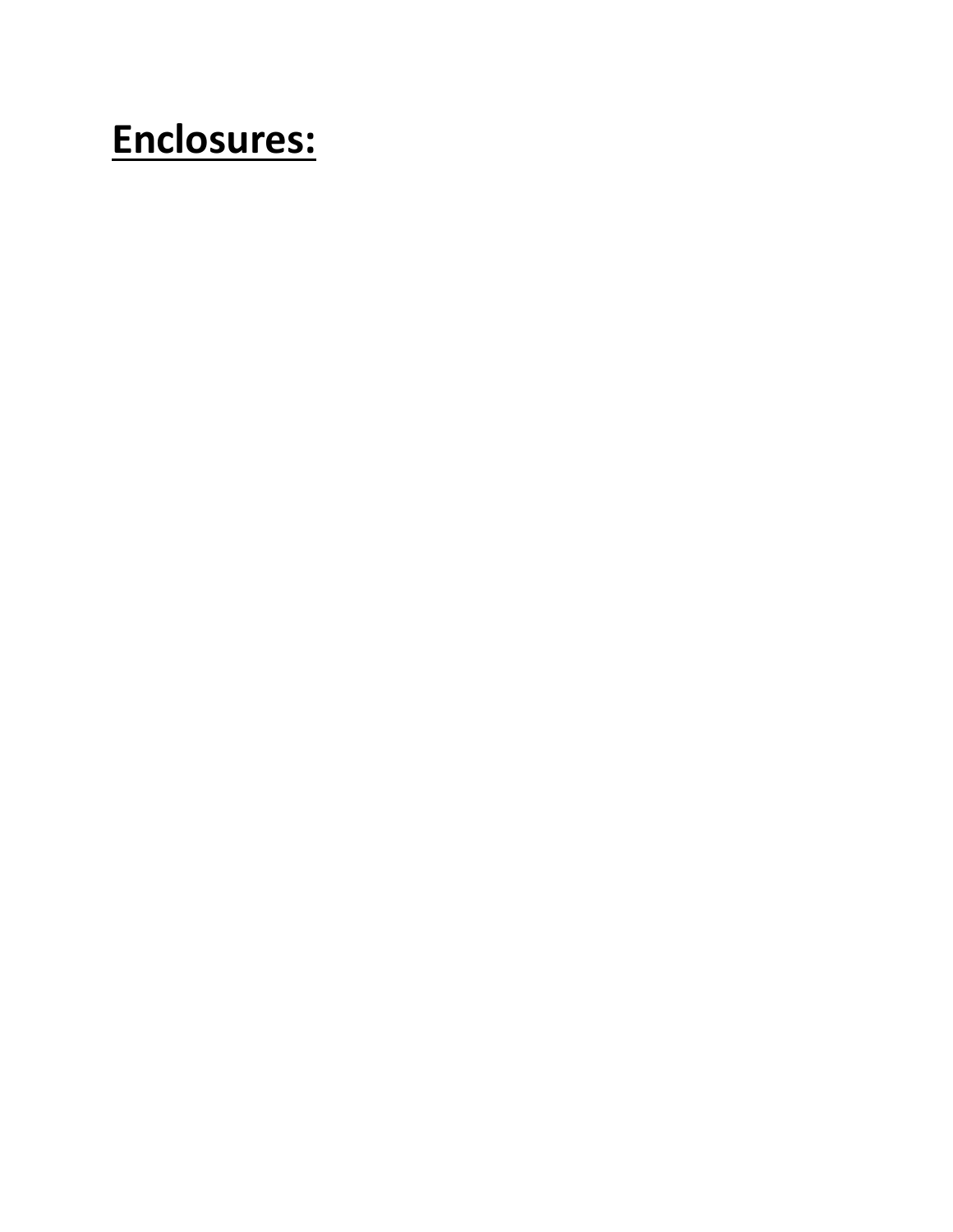## **Enclosures:**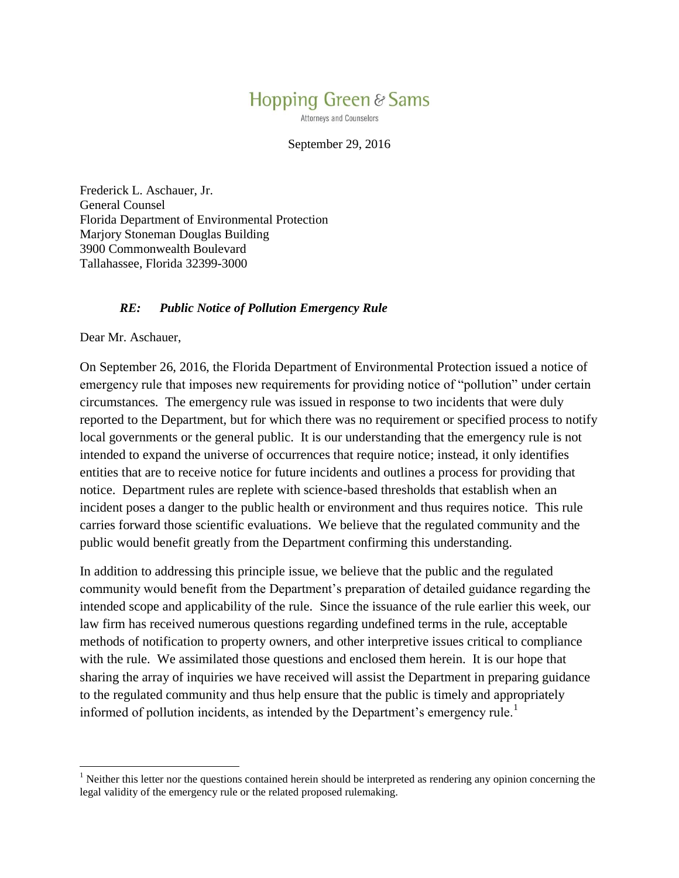# Hopping Green & Sams

Attorneys and Counselors

September 29, 2016

Frederick L. Aschauer, Jr.
General Counsel
Florida Department of Environmental Protection
Marjory Stoneman Douglas Building
3900 Commonwealth Boulevard
Tallahassee, Florida 32399-3000

***RE: Public Notice of Pollution Emergency Rule***

Dear Mr. Aschauer,

On September 26, 2016, the Florida Department of Environmental Protection issued a notice of emergency rule that imposes new requirements for providing notice of "pollution" under certain circumstances. The emergency rule was issued in response to two incidents that were duly reported to the Department, but for which there was no requirement or specified process to notify local governments or the general public. It is our understanding that the emergency rule is not intended to expand the universe of occurrences that require notice; instead, it only identifies entities that are to receive notice for future incidents and outlines a process for providing that notice. Department rules are replete with science-based thresholds that establish when an incident poses a danger to the public health or environment and thus requires notice. This rule carries forward those scientific evaluations. We believe that the regulated community and the public would benefit greatly from the Department confirming this understanding.

In addition to addressing this principle issue, we believe that the public and the regulated community would benefit from the Department's preparation of detailed guidance regarding the intended scope and applicability of the rule. Since the issuance of the rule earlier this week, our law firm has received numerous questions regarding undefined terms in the rule, acceptable methods of notification to property owners, and other interpretive issues critical to compliance with the rule. We assimilated those questions and enclosed them herein. It is our hope that sharing the array of inquiries we have received will assist the Department in preparing guidance to the regulated community and thus help ensure that the public is timely and appropriately informed of pollution incidents, as intended by the Department's emergency rule.[1]

[1] Neither this letter nor the questions contained herein should be interpreted as rendering any opinion concerning the legal validity of the emergency rule or the related proposed rulemaking.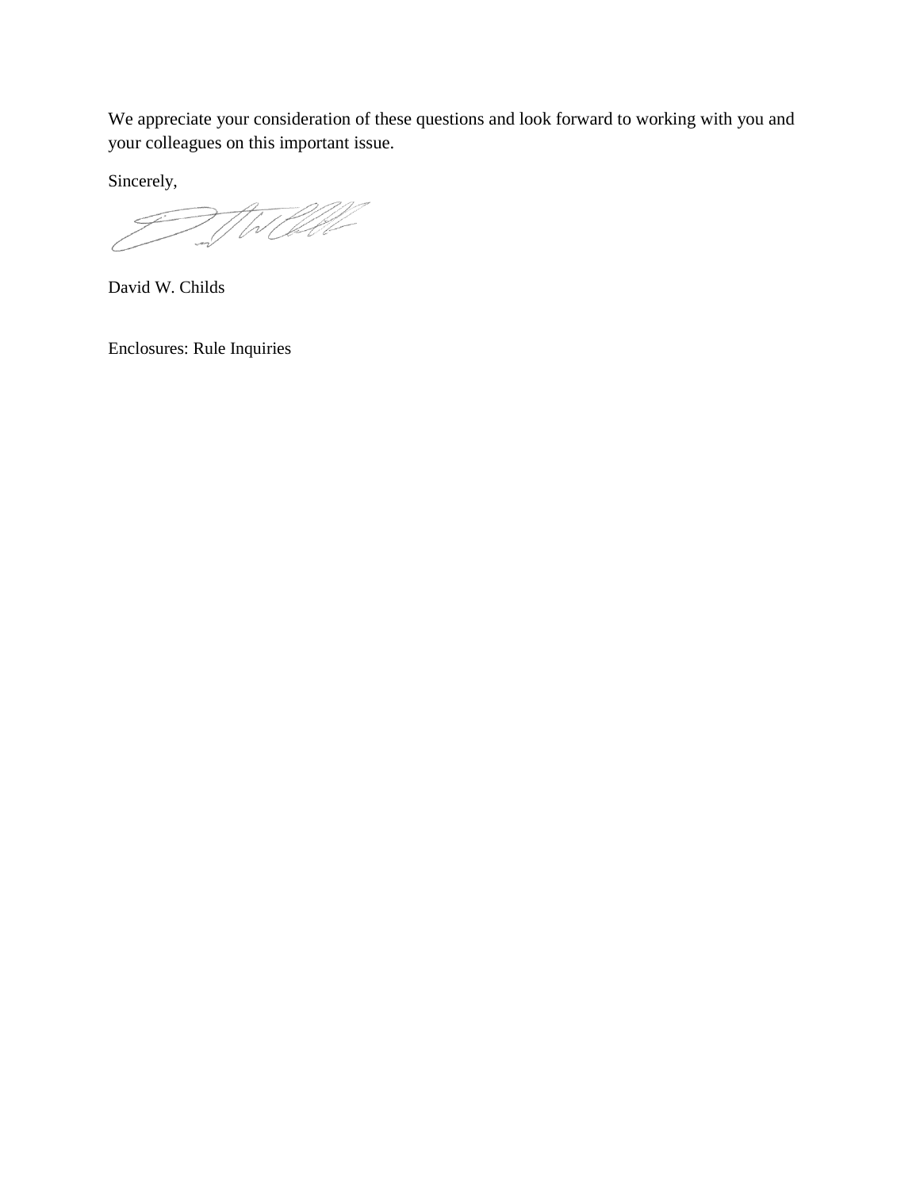We appreciate your consideration of these questions and look forward to working with you and your colleagues on this important issue.

Sincerely,

David W. Childs

Enclosures: Rule Inquiries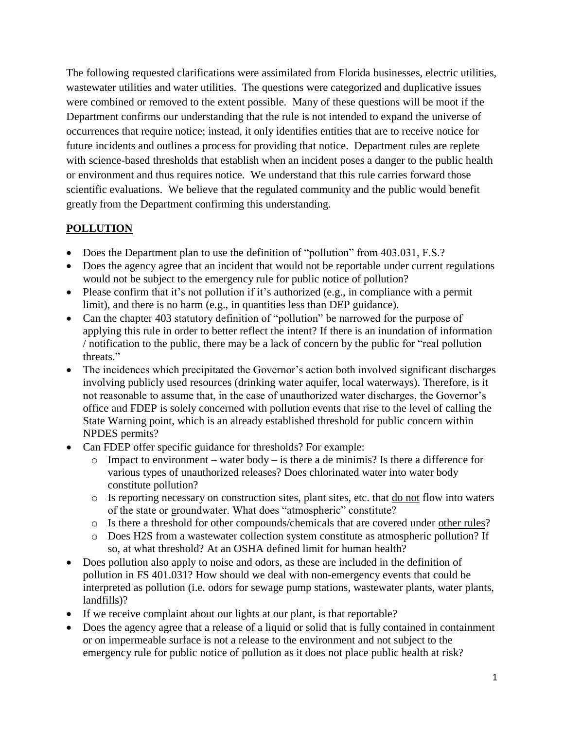The following requested clarifications were assimilated from Florida businesses, electric utilities, wastewater utilities and water utilities. The questions were categorized and duplicative issues were combined or removed to the extent possible. Many of these questions will be moot if the Department confirms our understanding that the rule is not intended to expand the universe of occurrences that require notice; instead, it only identifies entities that are to receive notice for future incidents and outlines a process for providing that notice. Department rules are replete with science-based thresholds that establish when an incident poses a danger to the public health or environment and thus requires notice. We understand that this rule carries forward those scientific evaluations. We believe that the regulated community and the public would benefit greatly from the Department confirming this understanding.

## POLLUTION

- Does the Department plan to use the definition of "pollution" from 403.031, F.S.?
- Does the agency agree that an incident that would not be reportable under current regulations would not be subject to the emergency rule for public notice of pollution?
- Please confirm that it's not pollution if it's authorized (e.g., in compliance with a permit limit), and there is no harm (e.g., in quantities less than DEP guidance).
- Can the chapter 403 statutory definition of "pollution" be narrowed for the purpose of applying this rule in order to better reflect the intent? If there is an inundation of information / notification to the public, there may be a lack of concern by the public for "real pollution threats."
- The incidences which precipitated the Governor's action both involved significant discharges involving publicly used resources (drinking water aquifer, local waterways). Therefore, is it not reasonable to assume that, in the case of unauthorized water discharges, the Governor's office and FDEP is solely concerned with pollution events that rise to the level of calling the State Warning point, which is an already established threshold for public concern within NPDES permits?
- Can FDEP offer specific guidance for thresholds? For example:
  - Impact to environment – water body – is there a de minimis? Is there a difference for various types of unauthorized releases? Does chlorinated water into water body constitute pollution?
  - Is reporting necessary on construction sites, plant sites, etc. that <u>do not</u> flow into waters of the state or groundwater. What does "atmospheric" constitute?
  - Is there a threshold for other compounds/chemicals that are covered under <u>other rules</u>?
  - Does $H_2S$ from a wastewater collection system constitute as atmospheric pollution? If so, at what threshold? At an OSHA defined limit for human health?
- Does pollution also apply to noise and odors, as these are included in the definition of pollution in FS 401.031? How should we deal with non-emergency events that could be interpreted as pollution (i.e. odors for sewage pump stations, wastewater plants, water plants, landfills)?
- If we receive complaint about our lights at our plant, is that reportable?
- Does the agency agree that a release of a liquid or solid that is fully contained in containment or on impermeable surface is not a release to the environment and not subject to the emergency rule for public notice of pollution as it does not place public health at risk?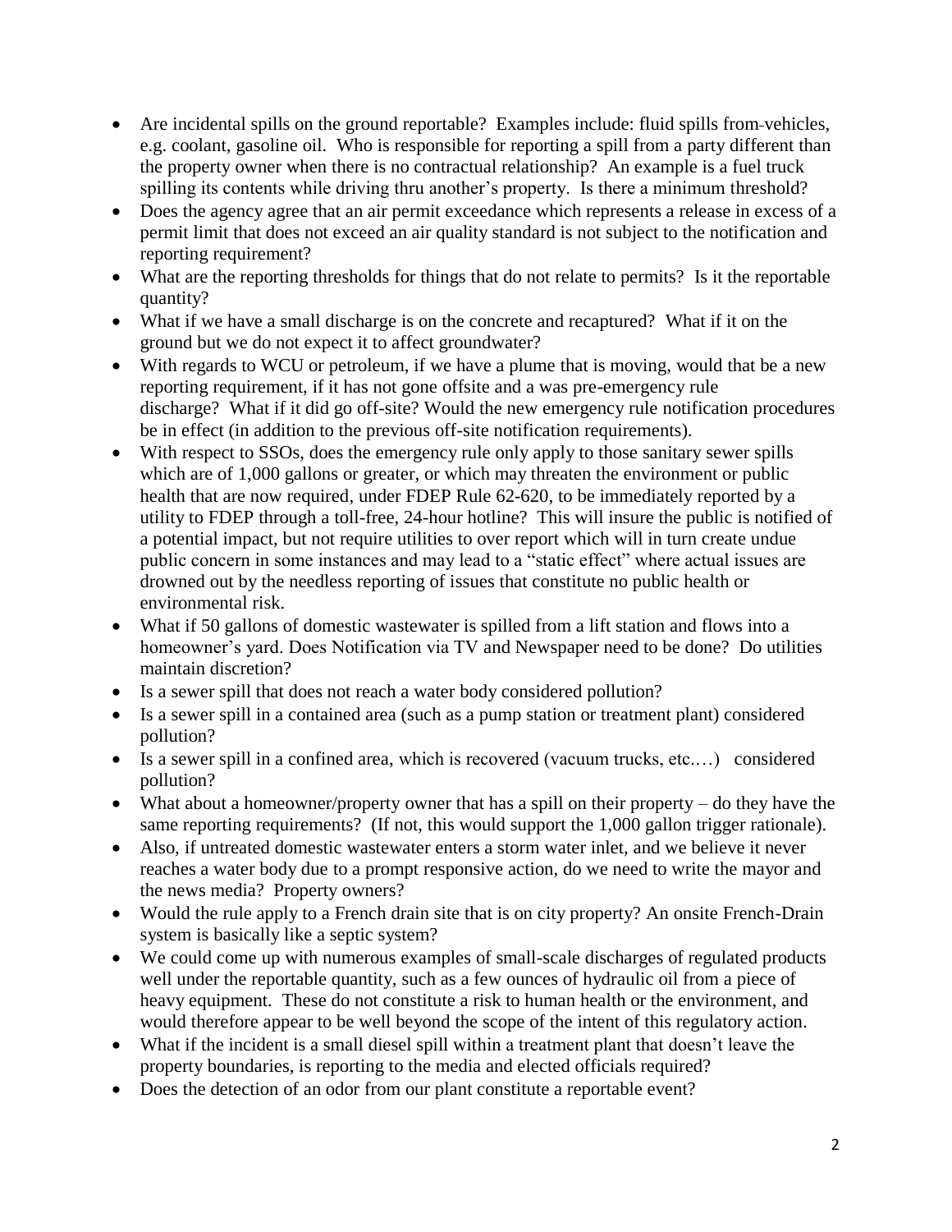- Are incidental spills on the ground reportable? Examples include: fluid spills from vehicles, e.g. coolant, gasoline oil. Who is responsible for reporting a spill from a party different than the property owner when there is no contractual relationship? An example is a fuel truck spilling its contents while driving thru another's property. Is there a minimum threshold?
- Does the agency agree that an air permit exceedance which represents a release in excess of a permit limit that does not exceed an air quality standard is not subject to the notification and reporting requirement?
- What are the reporting thresholds for things that do not relate to permits? Is it the reportable quantity?
- What if we have a small discharge is on the concrete and recaptured? What if it on the ground but we do not expect it to affect groundwater?
- With regards to WCU or petroleum, if we have a plume that is moving, would that be a new reporting requirement, if it has not gone offsite and a was pre-emergency rule discharge? What if it did go off-site? Would the new emergency rule notification procedures be in effect (in addition to the previous off-site notification requirements).
- With respect to SSOs, does the emergency rule only apply to those sanitary sewer spills which are of 1,000 gallons or greater, or which may threaten the environment or public health that are now required, under FDEP Rule 62-620, to be immediately reported by a utility to FDEP through a toll-free, 24-hour hotline? This will insure the public is notified of a potential impact, but not require utilities to over report which will in turn create undue public concern in some instances and may lead to a "static effect" where actual issues are drowned out by the needless reporting of issues that constitute no public health or environmental risk.
- What if 50 gallons of domestic wastewater is spilled from a lift station and flows into a homeowner's yard. Does Notification via TV and Newspaper need to be done? Do utilities maintain discretion?
- Is a sewer spill that does not reach a water body considered pollution?
- Is a sewer spill in a contained area (such as a pump station or treatment plant) considered pollution?
- Is a sewer spill in a confined area, which is recovered (vacuum trucks, etc.…) considered pollution?
- What about a homeowner/property owner that has a spill on their property – do they have the same reporting requirements? (If not, this would support the 1,000 gallon trigger rationale).
- Also, if untreated domestic wastewater enters a storm water inlet, and we believe it never reaches a water body due to a prompt responsive action, do we need to write the mayor and the news media? Property owners?
- Would the rule apply to a French drain site that is on city property? An onsite French-Drain system is basically like a septic system?
- We could come up with numerous examples of small-scale discharges of regulated products well under the reportable quantity, such as a few ounces of hydraulic oil from a piece of heavy equipment. These do not constitute a risk to human health or the environment, and would therefore appear to be well beyond the scope of the intent of this regulatory action.
- What if the incident is a small diesel spill within a treatment plant that doesn't leave the property boundaries, is reporting to the media and elected officials required?
- Does the detection of an odor from our plant constitute a reportable event?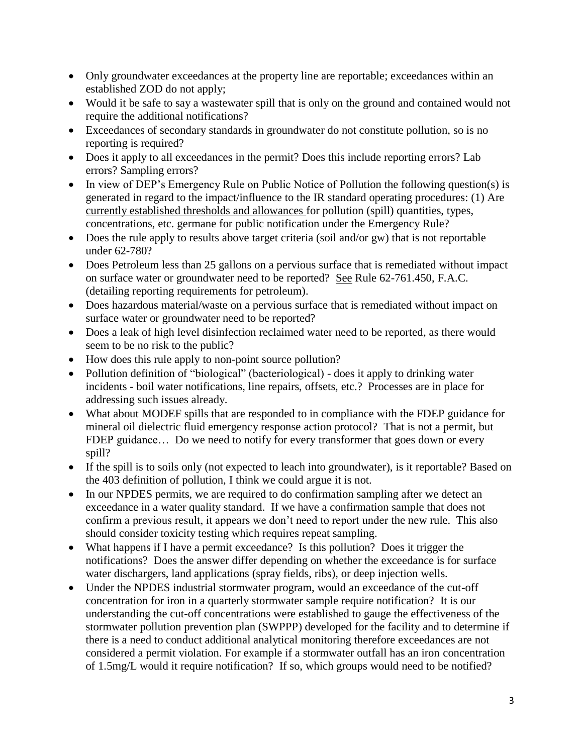- Only groundwater exceedances at the property line are reportable; exceedances within an established ZOD do not apply;
- Would it be safe to say a wastewater spill that is only on the ground and contained would not require the additional notifications?
- Exceedances of secondary standards in groundwater do not constitute pollution, so is no reporting is required?
- Does it apply to all exceedances in the permit? Does this include reporting errors? Lab errors? Sampling errors?
- In view of DEP's Emergency Rule on Public Notice of Pollution the following question(s) is generated in regard to the impact/influence to the IR standard operating procedures: (1) Are currently established thresholds and allowances for pollution (spill) quantities, types, concentrations, etc. germane for public notification under the Emergency Rule?
- Does the rule apply to results above target criteria (soil and/or gw) that is not reportable under 62-780?
- Does Petroleum less than 25 gallons on a pervious surface that is remediated without impact on surface water or groundwater need to be reported? See Rule 62-761.450, F.A.C. (detailing reporting requirements for petroleum).
- Does hazardous material/waste on a pervious surface that is remediated without impact on surface water or groundwater need to be reported?
- Does a leak of high level disinfection reclaimed water need to be reported, as there would seem to be no risk to the public?
- How does this rule apply to non-point source pollution?
- Pollution definition of "biological" (bacteriological) - does it apply to drinking water incidents - boil water notifications, line repairs, offsets, etc.? Processes are in place for addressing such issues already.
- What about MODEF spills that are responded to in compliance with the FDEP guidance for mineral oil dielectric fluid emergency response action protocol? That is not a permit, but FDEP guidance… Do we need to notify for every transformer that goes down or every spill?
- If the spill is to soils only (not expected to leach into groundwater), is it reportable? Based on the 403 definition of pollution, I think we could argue it is not.
- In our NPDES permits, we are required to do confirmation sampling after we detect an exceedance in a water quality standard. If we have a confirmation sample that does not confirm a previous result, it appears we don't need to report under the new rule. This also should consider toxicity testing which requires repeat sampling.
- What happens if I have a permit exceedance? Is this pollution? Does it trigger the notifications? Does the answer differ depending on whether the exceedance is for surface water dischargers, land applications (spray fields, ribs), or deep injection wells.
- Under the NPDES industrial stormwater program, would an exceedance of the cut-off concentration for iron in a quarterly stormwater sample require notification? It is our understanding the cut-off concentrations were established to gauge the effectiveness of the stormwater pollution prevention plan (SWPPP) developed for the facility and to determine if there is a need to conduct additional analytical monitoring therefore exceedances are not considered a permit violation. For example if a stormwater outfall has an iron concentration of 1.5mg/L would it require notification? If so, which groups would need to be notified?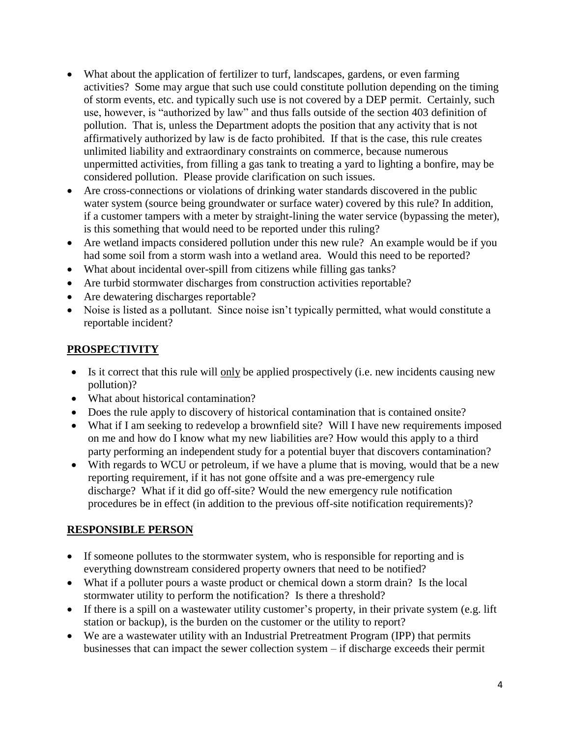- What about the application of fertilizer to turf, landscapes, gardens, or even farming activities? Some may argue that such use could constitute pollution depending on the timing of storm events, etc. and typically such use is not covered by a DEP permit. Certainly, such use, however, is "authorized by law" and thus falls outside of the section 403 definition of pollution. That is, unless the Department adopts the position that any activity that is not affirmatively authorized by law is de facto prohibited. If that is the case, this rule creates unlimited liability and extraordinary constraints on commerce, because numerous unpermitted activities, from filling a gas tank to treating a yard to lighting a bonfire, may be considered pollution. Please provide clarification on such issues.
- Are cross-connections or violations of drinking water standards discovered in the public water system (source being groundwater or surface water) covered by this rule? In addition, if a customer tampers with a meter by straight-lining the water service (bypassing the meter), is this something that would need to be reported under this ruling?
- Are wetland impacts considered pollution under this new rule? An example would be if you had some soil from a storm wash into a wetland area. Would this need to be reported?
- What about incidental over-spill from citizens while filling gas tanks?
- Are turbid stormwater discharges from construction activities reportable?
- Are dewatering discharges reportable?
- Noise is listed as a pollutant. Since noise isn't typically permitted, what would constitute a reportable incident?

## PROSPECTIVITY

- Is it correct that this rule will only be applied prospectively (i.e. new incidents causing new pollution)?
- What about historical contamination?
- Does the rule apply to discovery of historical contamination that is contained onsite?
- What if I am seeking to redevelop a brownfield site? Will I have new requirements imposed on me and how do I know what my new liabilities are? How would this apply to a third party performing an independent study for a potential buyer that discovers contamination?
- With regards to WCU or petroleum, if we have a plume that is moving, would that be a new reporting requirement, if it has not gone offsite and a was pre-emergency rule discharge? What if it did go off-site? Would the new emergency rule notification procedures be in effect (in addition to the previous off-site notification requirements)?

## RESPONSIBLE PERSON

- If someone pollutes to the stormwater system, who is responsible for reporting and is everything downstream considered property owners that need to be notified?
- What if a polluter pours a waste product or chemical down a storm drain? Is the local stormwater utility to perform the notification? Is there a threshold?
- If there is a spill on a wastewater utility customer's property, in their private system (e.g. lift station or backup), is the burden on the customer or the utility to report?
- We are a wastewater utility with an Industrial Pretreatment Program (IPP) that permits businesses that can impact the sewer collection system – if discharge exceeds their permit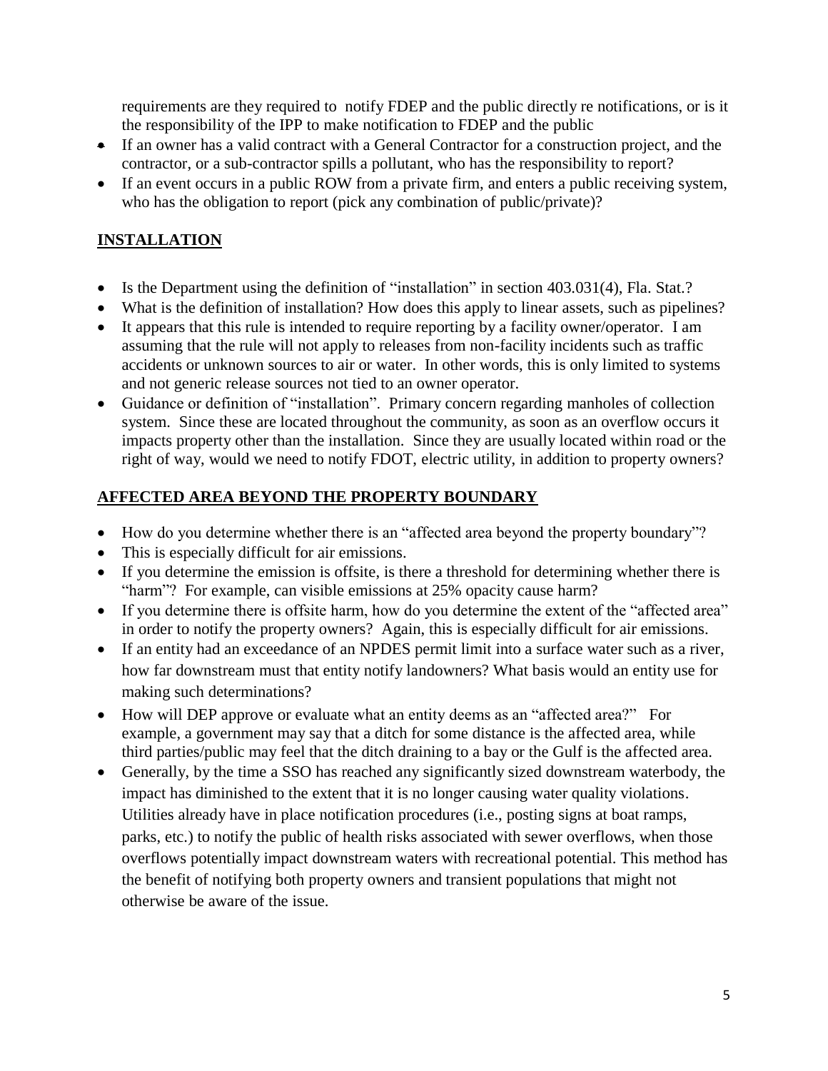requirements are they required to notify FDEP and the public directly re notifications, or is it the responsibility of the IPP to make notification to FDEP and the public

- If an owner has a valid contract with a General Contractor for a construction project, and the contractor, or a sub-contractor spills a pollutant, who has the responsibility to report?
- If an event occurs in a public ROW from a private firm, and enters a public receiving system, who has the obligation to report (pick any combination of public/private)?

## INSTALLATION

- Is the Department using the definition of "installation" in section 403.031(4), Fla. Stat.?
- What is the definition of installation? How does this apply to linear assets, such as pipelines?
- It appears that this rule is intended to require reporting by a facility owner/operator. I am assuming that the rule will not apply to releases from non-facility incidents such as traffic accidents or unknown sources to air or water. In other words, this is only limited to systems and not generic release sources not tied to an owner operator.
- Guidance or definition of "installation". Primary concern regarding manholes of collection system. Since these are located throughout the community, as soon as an overflow occurs it impacts property other than the installation. Since they are usually located within road or the right of way, would we need to notify FDOT, electric utility, in addition to property owners?

## AFFECTED AREA BEYOND THE PROPERTY BOUNDARY

- How do you determine whether there is an "affected area beyond the property boundary"?
- This is especially difficult for air emissions.
- If you determine the emission is offsite, is there a threshold for determining whether there is "harm"? For example, can visible emissions at 25% opacity cause harm?
- If you determine there is offsite harm, how do you determine the extent of the "affected area" in order to notify the property owners? Again, this is especially difficult for air emissions.
- If an entity had an exceedance of an NPDES permit limit into a surface water such as a river, how far downstream must that entity notify landowners? What basis would an entity use for making such determinations?
- How will DEP approve or evaluate what an entity deems as an "affected area?" For example, a government may say that a ditch for some distance is the affected area, while third parties/public may feel that the ditch draining to a bay or the Gulf is the affected area.
- Generally, by the time a SSO has reached any significantly sized downstream waterbody, the impact has diminished to the extent that it is no longer causing water quality violations. Utilities already have in place notification procedures (i.e., posting signs at boat ramps, parks, etc.) to notify the public of health risks associated with sewer overflows, when those overflows potentially impact downstream waters with recreational potential. This method has the benefit of notifying both property owners and transient populations that might not otherwise be aware of the issue.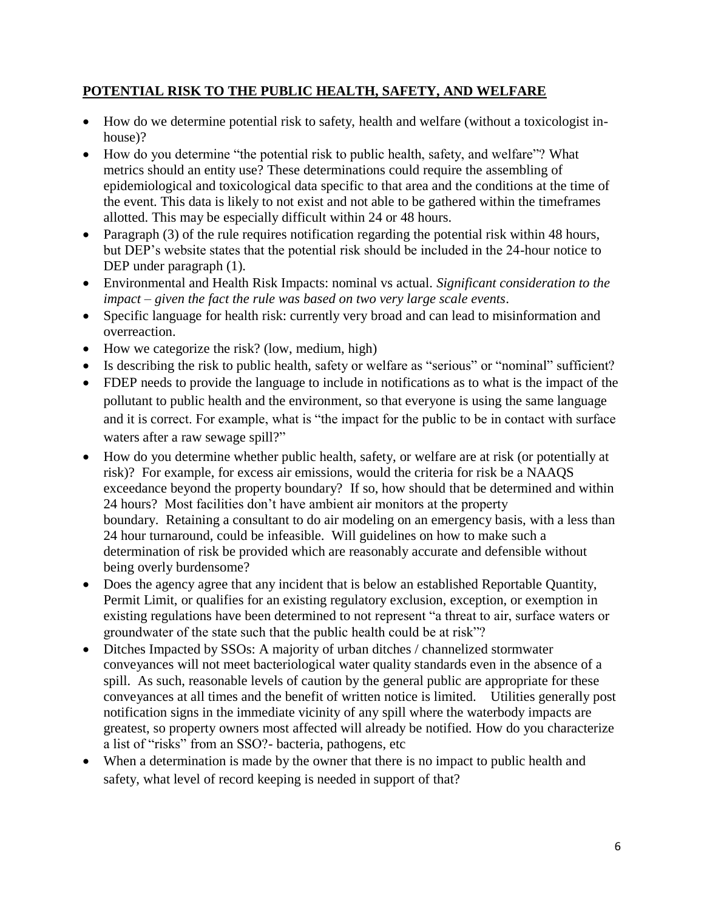**POTENTIAL RISK TO THE PUBLIC HEALTH, SAFETY, AND WELFARE**

- How do we determine potential risk to safety, health and welfare (without a toxicologist in-house)?
- How do you determine "the potential risk to public health, safety, and welfare"? What metrics should an entity use? These determinations could require the assembling of epidemiological and toxicological data specific to that area and the conditions at the time of the event. This data is likely to not exist and not able to be gathered within the timeframes allotted. This may be especially difficult within 24 or 48 hours.
- Paragraph (3) of the rule requires notification regarding the potential risk within 48 hours, but DEP's website states that the potential risk should be included in the 24-hour notice to DEP under paragraph (1).
- Environmental and Health Risk Impacts: nominal vs actual. *Significant consideration to the impact – given the fact the rule was based on two very large scale events*.
- Specific language for health risk: currently very broad and can lead to misinformation and overreaction.
- How we categorize the risk? (low, medium, high)
- Is describing the risk to public health, safety or welfare as "serious" or "nominal" sufficient?
- FDEP needs to provide the language to include in notifications as to what is the impact of the pollutant to public health and the environment, so that everyone is using the same language and it is correct. For example, what is "the impact for the public to be in contact with surface waters after a raw sewage spill?"
- How do you determine whether public health, safety, or welfare are at risk (or potentially at risk)? For example, for excess air emissions, would the criteria for risk be a NAAQS exceedance beyond the property boundary? If so, how should that be determined and within 24 hours? Most facilities don't have ambient air monitors at the property boundary. Retaining a consultant to do air modeling on an emergency basis, with a less than 24 hour turnaround, could be infeasible. Will guidelines on how to make such a determination of risk be provided which are reasonably accurate and defensible without being overly burdensome?
- Does the agency agree that any incident that is below an established Reportable Quantity, Permit Limit, or qualifies for an existing regulatory exclusion, exception, or exemption in existing regulations have been determined to not represent "a threat to air, surface waters or groundwater of the state such that the public health could be at risk"?
- Ditches Impacted by SSOs: A majority of urban ditches / channelized stormwater conveyances will not meet bacteriological water quality standards even in the absence of a spill. As such, reasonable levels of caution by the general public are appropriate for these conveyances at all times and the benefit of written notice is limited. Utilities generally post notification signs in the immediate vicinity of any spill where the waterbody impacts are greatest, so property owners most affected will already be notified. How do you characterize a list of "risks" from an SSO?- bacteria, pathogens, etc
- When a determination is made by the owner that there is no impact to public health and safety, what level of record keeping is needed in support of that?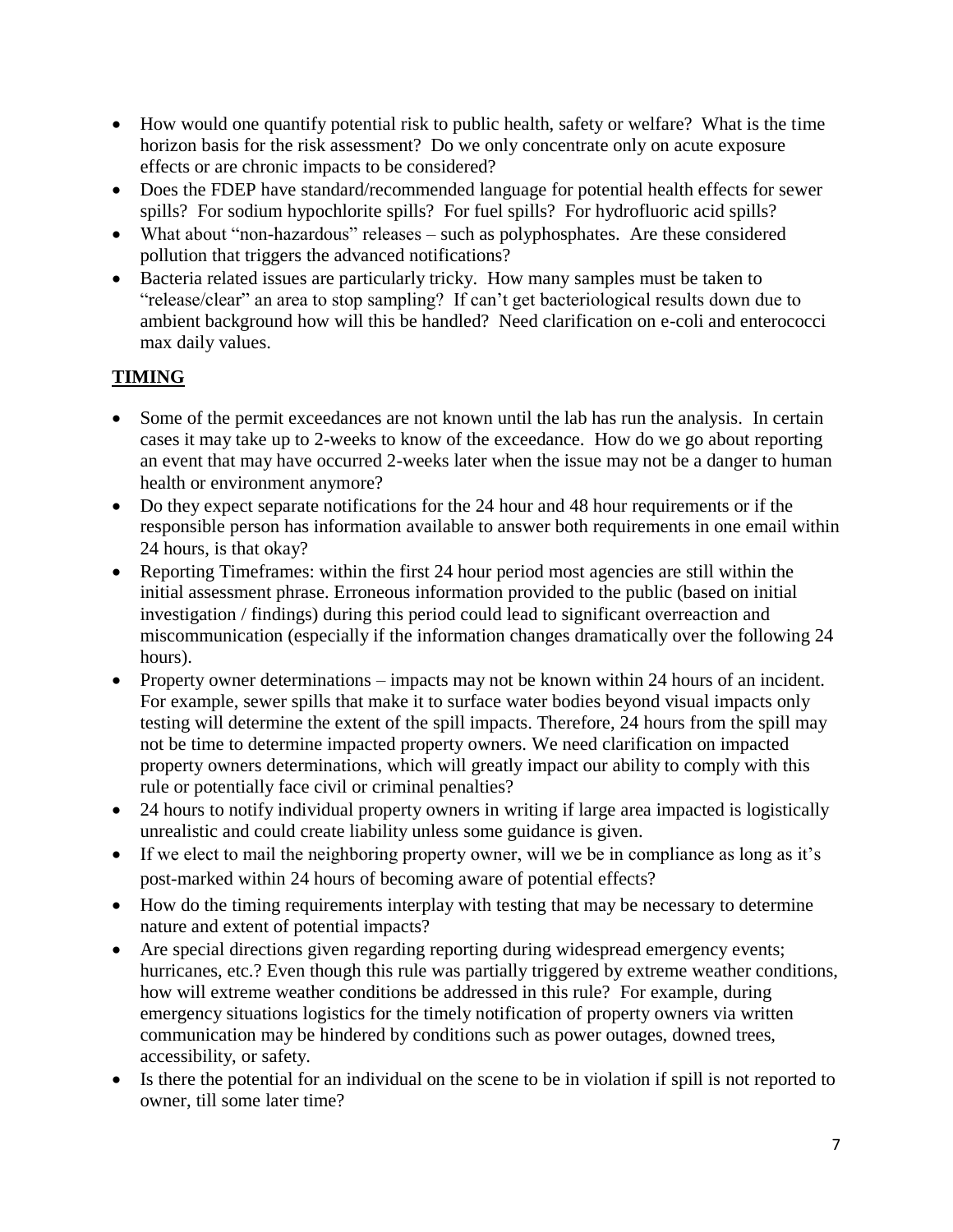- How would one quantify potential risk to public health, safety or welfare? What is the time horizon basis for the risk assessment? Do we only concentrate only on acute exposure effects or are chronic impacts to be considered?
- Does the FDEP have standard/recommended language for potential health effects for sewer spills? For sodium hypochlorite spills? For fuel spills? For hydrofluoric acid spills?
- What about "non-hazardous" releases – such as polyphosphates. Are these considered pollution that triggers the advanced notifications?
- Bacteria related issues are particularly tricky. How many samples must be taken to "release/clear" an area to stop sampling? If can't get bacteriological results down due to ambient background how will this be handled? Need clarification on e-coli and enterococci max daily values.

## <u>TIMING</u>

- Some of the permit exceedances are not known until the lab has run the analysis. In certain cases it may take up to 2-weeks to know of the exceedance. How do we go about reporting an event that may have occurred 2-weeks later when the issue may not be a danger to human health or environment anymore?
- Do they expect separate notifications for the 24 hour and 48 hour requirements or if the responsible person has information available to answer both requirements in one email within 24 hours, is that okay?
- Reporting Timeframes: within the first 24 hour period most agencies are still within the initial assessment phrase. Erroneous information provided to the public (based on initial investigation / findings) during this period could lead to significant overreaction and miscommunication (especially if the information changes dramatically over the following 24 hours).
- Property owner determinations – impacts may not be known within 24 hours of an incident. For example, sewer spills that make it to surface water bodies beyond visual impacts only testing will determine the extent of the spill impacts. Therefore, 24 hours from the spill may not be time to determine impacted property owners. We need clarification on impacted property owners determinations, which will greatly impact our ability to comply with this rule or potentially face civil or criminal penalties?
- 24 hours to notify individual property owners in writing if large area impacted is logistically unrealistic and could create liability unless some guidance is given.
- If we elect to mail the neighboring property owner, will we be in compliance as long as it's post-marked within 24 hours of becoming aware of potential effects?
- How do the timing requirements interplay with testing that may be necessary to determine nature and extent of potential impacts?
- Are special directions given regarding reporting during widespread emergency events; hurricanes, etc.? Even though this rule was partially triggered by extreme weather conditions, how will extreme weather conditions be addressed in this rule? For example, during emergency situations logistics for the timely notification of property owners via written communication may be hindered by conditions such as power outages, downed trees, accessibility, or safety.
- Is there the potential for an individual on the scene to be in violation if spill is not reported to owner, till some later time?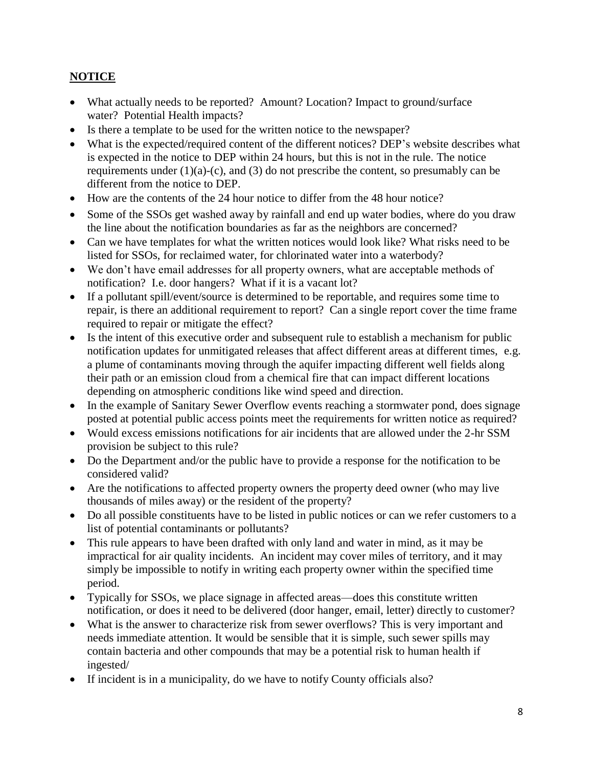## **NOTICE**

- What actually needs to be reported? Amount? Location? Impact to ground/surface water? Potential Health impacts?
- Is there a template to be used for the written notice to the newspaper?
- What is the expected/required content of the different notices? DEP's website describes what is expected in the notice to DEP within 24 hours, but this is not in the rule. The notice requirements under (1)(a)-(c), and (3) do not prescribe the content, so presumably can be different from the notice to DEP.
- How are the contents of the 24 hour notice to differ from the 48 hour notice?
- Some of the SSOs get washed away by rainfall and end up water bodies, where do you draw the line about the notification boundaries as far as the neighbors are concerned?
- Can we have templates for what the written notices would look like? What risks need to be listed for SSOs, for reclaimed water, for chlorinated water into a waterbody?
- We don't have email addresses for all property owners, what are acceptable methods of notification? I.e. door hangers? What if it is a vacant lot?
- If a pollutant spill/event/source is determined to be reportable, and requires some time to repair, is there an additional requirement to report? Can a single report cover the time frame required to repair or mitigate the effect?
- Is the intent of this executive order and subsequent rule to establish a mechanism for public notification updates for unmitigated releases that affect different areas at different times, e.g. a plume of contaminants moving through the aquifer impacting different well fields along their path or an emission cloud from a chemical fire that can impact different locations depending on atmospheric conditions like wind speed and direction.
- In the example of Sanitary Sewer Overflow events reaching a stormwater pond, does signage posted at potential public access points meet the requirements for written notice as required?
- Would excess emissions notifications for air incidents that are allowed under the 2-hr SSM provision be subject to this rule?
- Do the Department and/or the public have to provide a response for the notification to be considered valid?
- Are the notifications to affected property owners the property deed owner (who may live thousands of miles away) or the resident of the property?
- Do all possible constituents have to be listed in public notices or can we refer customers to a list of potential contaminants or pollutants?
- This rule appears to have been drafted with only land and water in mind, as it may be impractical for air quality incidents. An incident may cover miles of territory, and it may simply be impossible to notify in writing each property owner within the specified time period.
- Typically for SSOs, we place signage in affected areas—does this constitute written notification, or does it need to be delivered (door hanger, email, letter) directly to customer?
- What is the answer to characterize risk from sewer overflows? This is very important and needs immediate attention. It would be sensible that it is simple, such sewer spills may contain bacteria and other compounds that may be a potential risk to human health if ingested/
- If incident is in a municipality, do we have to notify County officials also?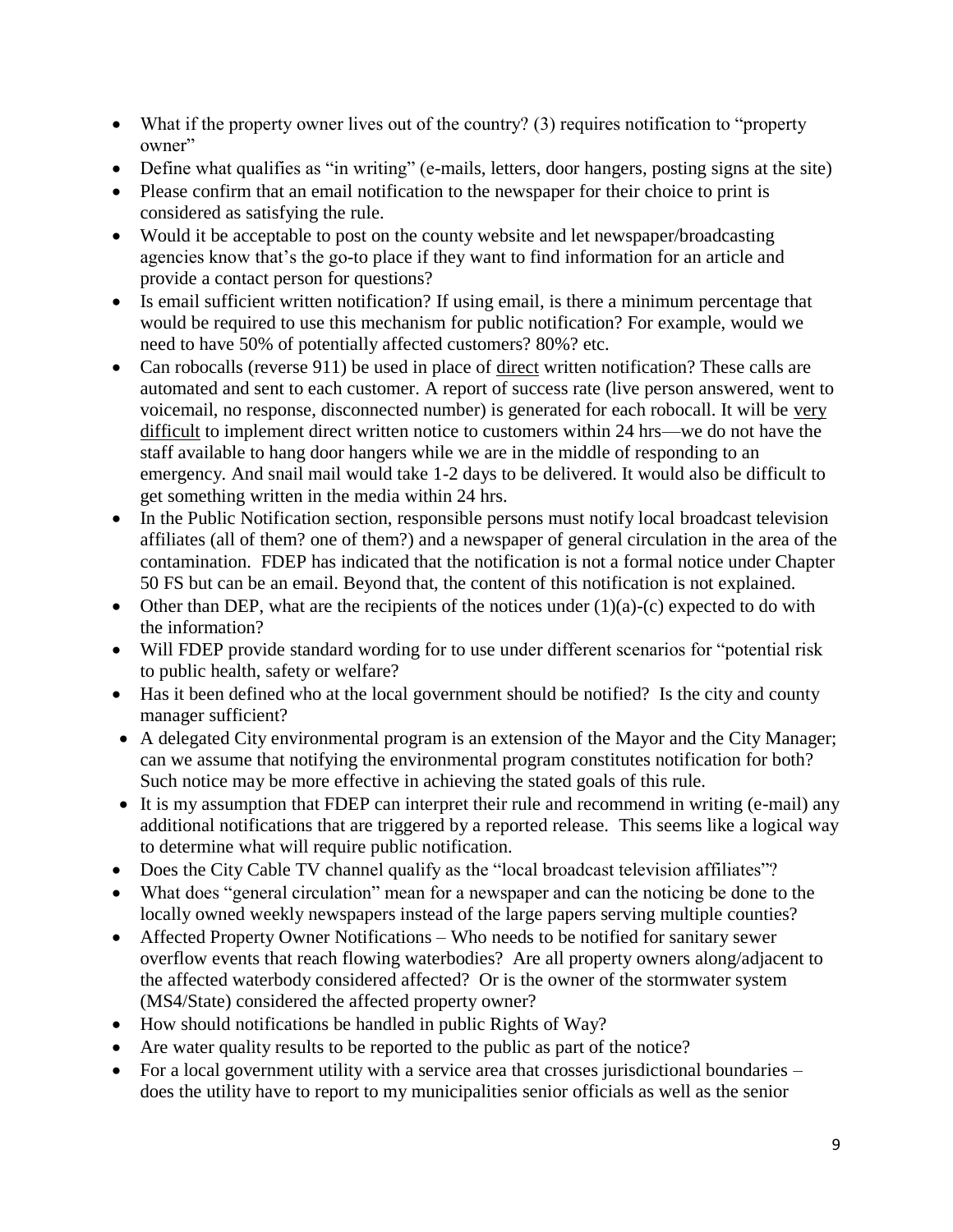- What if the property owner lives out of the country? (3) requires notification to "property owner"
- Define what qualifies as "in writing" (e-mails, letters, door hangers, posting signs at the site)
- Please confirm that an email notification to the newspaper for their choice to print is considered as satisfying the rule.
- Would it be acceptable to post on the county website and let newspaper/broadcasting agencies know that's the go-to place if they want to find information for an article and provide a contact person for questions?
- Is email sufficient written notification? If using email, is there a minimum percentage that would be required to use this mechanism for public notification? For example, would we need to have 50% of potentially affected customers? 80%? etc.
- Can robocalls (reverse 911) be used in place of <u>direct</u> written notification? These calls are automated and sent to each customer. A report of success rate (live person answered, went to voicemail, no response, disconnected number) is generated for each robocall. It will be <u>very difficult</u> to implement direct written notice to customers within 24 hrs—we do not have the staff available to hang door hangers while we are in the middle of responding to an emergency. And snail mail would take 1-2 days to be delivered. It would also be difficult to get something written in the media within 24 hrs.
- In the Public Notification section, responsible persons must notify local broadcast television affiliates (all of them? one of them?) and a newspaper of general circulation in the area of the contamination. FDEP has indicated that the notification is not a formal notice under Chapter 50 FS but can be an email. Beyond that, the content of this notification is not explained.
- Other than DEP, what are the recipients of the notices under (1)(a)-(c) expected to do with the information?
- Will FDEP provide standard wording for to use under different scenarios for "potential risk to public health, safety or welfare?
- Has it been defined who at the local government should be notified? Is the city and county manager sufficient?
- A delegated City environmental program is an extension of the Mayor and the City Manager; can we assume that notifying the environmental program constitutes notification for both? Such notice may be more effective in achieving the stated goals of this rule.
- It is my assumption that FDEP can interpret their rule and recommend in writing (e-mail) any additional notifications that are triggered by a reported release. This seems like a logical way to determine what will require public notification.
- Does the City Cable TV channel qualify as the "local broadcast television affiliates"?
- What does "general circulation" mean for a newspaper and can the noticing be done to the locally owned weekly newspapers instead of the large papers serving multiple counties?
- Affected Property Owner Notifications – Who needs to be notified for sanitary sewer overflow events that reach flowing waterbodies? Are all property owners along/adjacent to the affected waterbody considered affected? Or is the owner of the stormwater system (MS4/State) considered the affected property owner?
- How should notifications be handled in public Rights of Way?
- Are water quality results to be reported to the public as part of the notice?
- For a local government utility with a service area that crosses jurisdictional boundaries – does the utility have to report to my municipalities senior officials as well as the senior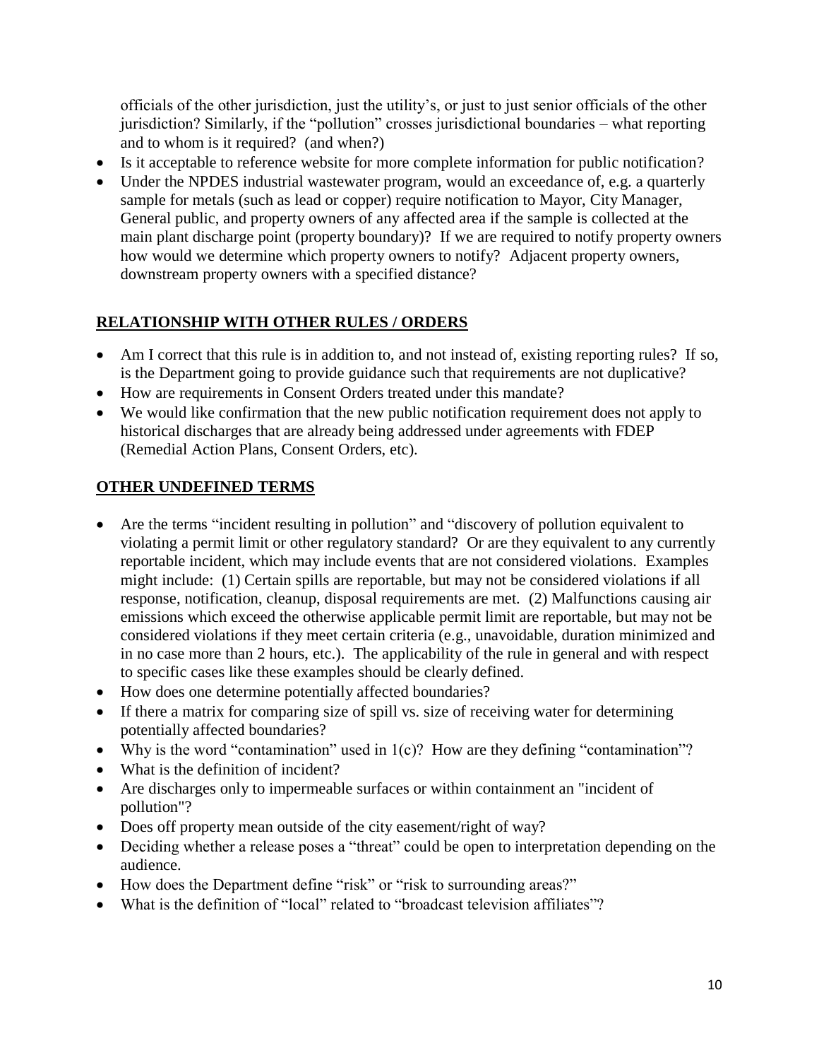officials of the other jurisdiction, just the utility's, or just to just senior officials of the other jurisdiction? Similarly, if the "pollution" crosses jurisdictional boundaries – what reporting and to whom is it required? (and when?)

- Is it acceptable to reference website for more complete information for public notification?
- Under the NPDES industrial wastewater program, would an exceedance of, e.g. a quarterly sample for metals (such as lead or copper) require notification to Mayor, City Manager, General public, and property owners of any affected area if the sample is collected at the main plant discharge point (property boundary)? If we are required to notify property owners how would we determine which property owners to notify? Adjacent property owners, downstream property owners with a specified distance?

## RELATIONSHIP WITH OTHER RULES / ORDERS

- Am I correct that this rule is in addition to, and not instead of, existing reporting rules? If so, is the Department going to provide guidance such that requirements are not duplicative?
- How are requirements in Consent Orders treated under this mandate?
- We would like confirmation that the new public notification requirement does not apply to historical discharges that are already being addressed under agreements with FDEP (Remedial Action Plans, Consent Orders, etc).

## OTHER UNDEFINED TERMS

- Are the terms "incident resulting in pollution" and "discovery of pollution equivalent to violating a permit limit or other regulatory standard? Or are they equivalent to any currently reportable incident, which may include events that are not considered violations. Examples might include: (1) Certain spills are reportable, but may not be considered violations if all response, notification, cleanup, disposal requirements are met. (2) Malfunctions causing air emissions which exceed the otherwise applicable permit limit are reportable, but may not be considered violations if they meet certain criteria (e.g., unavoidable, duration minimized and in no case more than 2 hours, etc.). The applicability of the rule in general and with respect to specific cases like these examples should be clearly defined.
- How does one determine potentially affected boundaries?
- If there a matrix for comparing size of spill vs. size of receiving water for determining potentially affected boundaries?
- Why is the word "contamination" used in 1(c)? How are they defining "contamination"?
- What is the definition of incident?
- Are discharges only to impermeable surfaces or within containment an "incident of pollution"?
- Does off property mean outside of the city easement/right of way?
- Deciding whether a release poses a "threat" could be open to interpretation depending on the audience.
- How does the Department define "risk" or "risk to surrounding areas?"
- What is the definition of "local" related to "broadcast television affiliates"?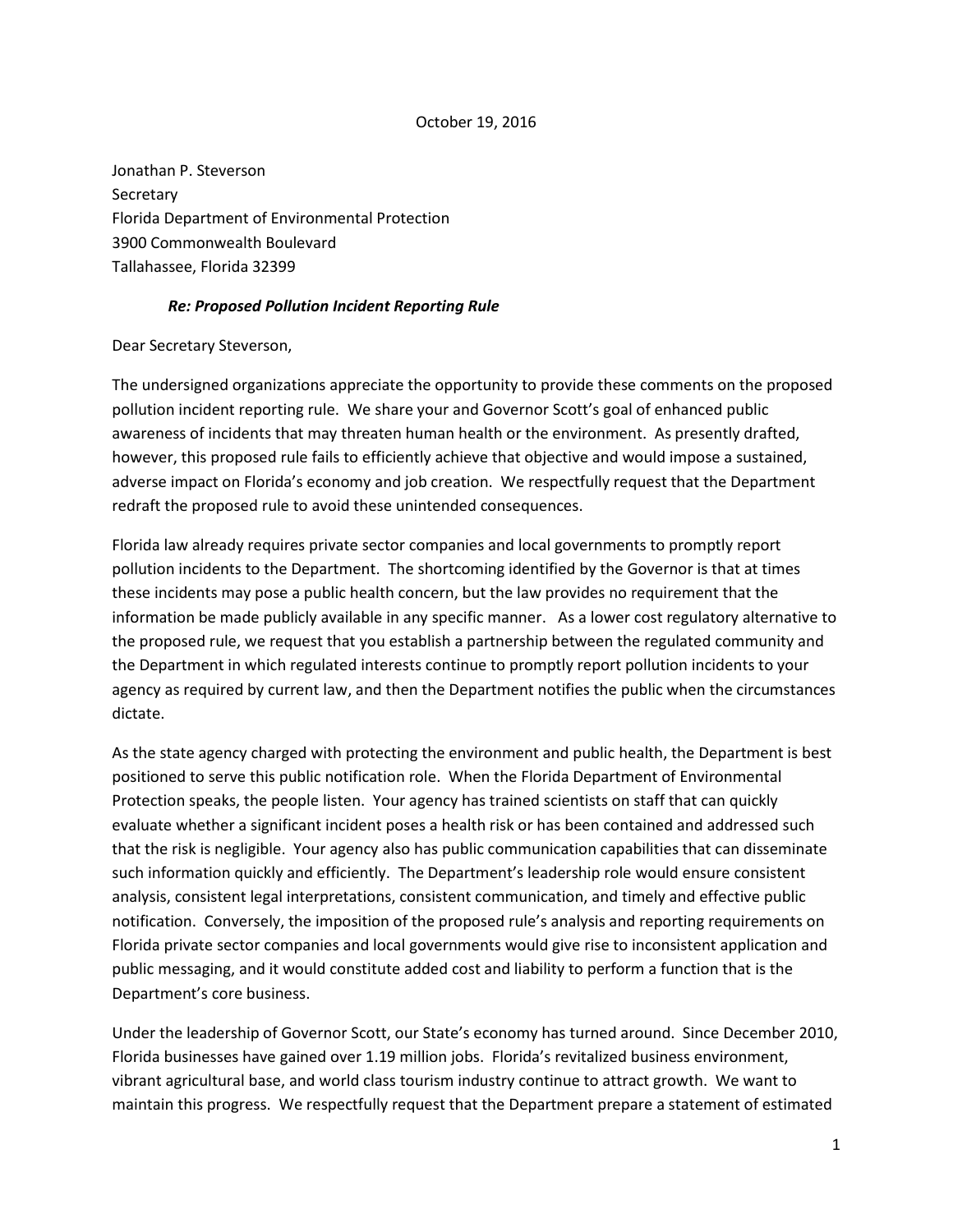October 19, 2016

Jonathan P. Steverson
Secretary
Florida Department of Environmental Protection
3900 Commonwealth Boulevard
Tallahassee, Florida 32399

***Re: Proposed Pollution Incident Reporting Rule***

Dear Secretary Steverson,

The undersigned organizations appreciate the opportunity to provide these comments on the proposed pollution incident reporting rule. We share your and Governor Scott's goal of enhanced public awareness of incidents that may threaten human health or the environment. As presently drafted, however, this proposed rule fails to efficiently achieve that objective and would impose a sustained, adverse impact on Florida's economy and job creation. We respectfully request that the Department redraft the proposed rule to avoid these unintended consequences.

Florida law already requires private sector companies and local governments to promptly report pollution incidents to the Department. The shortcoming identified by the Governor is that at times these incidents may pose a public health concern, but the law provides no requirement that the information be made publicly available in any specific manner. As a lower cost regulatory alternative to the proposed rule, we request that you establish a partnership between the regulated community and the Department in which regulated interests continue to promptly report pollution incidents to your agency as required by current law, and then the Department notifies the public when the circumstances dictate.

As the state agency charged with protecting the environment and public health, the Department is best positioned to serve this public notification role. When the Florida Department of Environmental Protection speaks, the people listen. Your agency has trained scientists on staff that can quickly evaluate whether a significant incident poses a health risk or has been contained and addressed such that the risk is negligible. Your agency also has public communication capabilities that can disseminate such information quickly and efficiently. The Department's leadership role would ensure consistent analysis, consistent legal interpretations, consistent communication, and timely and effective public notification. Conversely, the imposition of the proposed rule's analysis and reporting requirements on Florida private sector companies and local governments would give rise to inconsistent application and public messaging, and it would constitute added cost and liability to perform a function that is the Department's core business.

Under the leadership of Governor Scott, our State's economy has turned around. Since December 2010, Florida businesses have gained over 1.19 million jobs. Florida's revitalized business environment, vibrant agricultural base, and world class tourism industry continue to attract growth. We want to maintain this progress. We respectfully request that the Department prepare a statement of estimated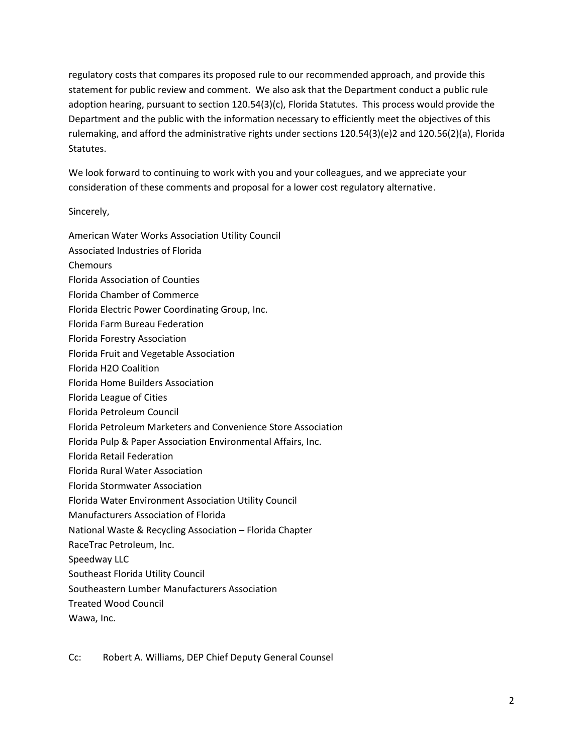regulatory costs that compares its proposed rule to our recommended approach, and provide this statement for public review and comment. We also ask that the Department conduct a public rule adoption hearing, pursuant to section 120.54(3)(c), Florida Statutes. This process would provide the Department and the public with the information necessary to efficiently meet the objectives of this rulemaking, and afford the administrative rights under sections 120.54(3)(e)2 and 120.56(2)(a), Florida Statutes.

We look forward to continuing to work with you and your colleagues, and we appreciate your consideration of these comments and proposal for a lower cost regulatory alternative.

Sincerely,

American Water Works Association Utility Council
Associated Industries of Florida
Chemours
Florida Association of Counties
Florida Chamber of Commerce
Florida Electric Power Coordinating Group, Inc.
Florida Farm Bureau Federation
Florida Forestry Association
Florida Fruit and Vegetable Association
Florida H2O Coalition
Florida Home Builders Association
Florida League of Cities
Florida Petroleum Council
Florida Petroleum Marketers and Convenience Store Association
Florida Pulp & Paper Association Environmental Affairs, Inc.
Florida Retail Federation
Florida Rural Water Association
Florida Stormwater Association
Florida Water Environment Association Utility Council
Manufacturers Association of Florida
National Waste & Recycling Association – Florida Chapter
RaceTrac Petroleum, Inc.
Speedway LLC
Southeast Florida Utility Council
Southeastern Lumber Manufacturers Association
Treated Wood Council
Wawa, Inc.

Cc: Robert A. Williams, DEP Chief Deputy General Counsel